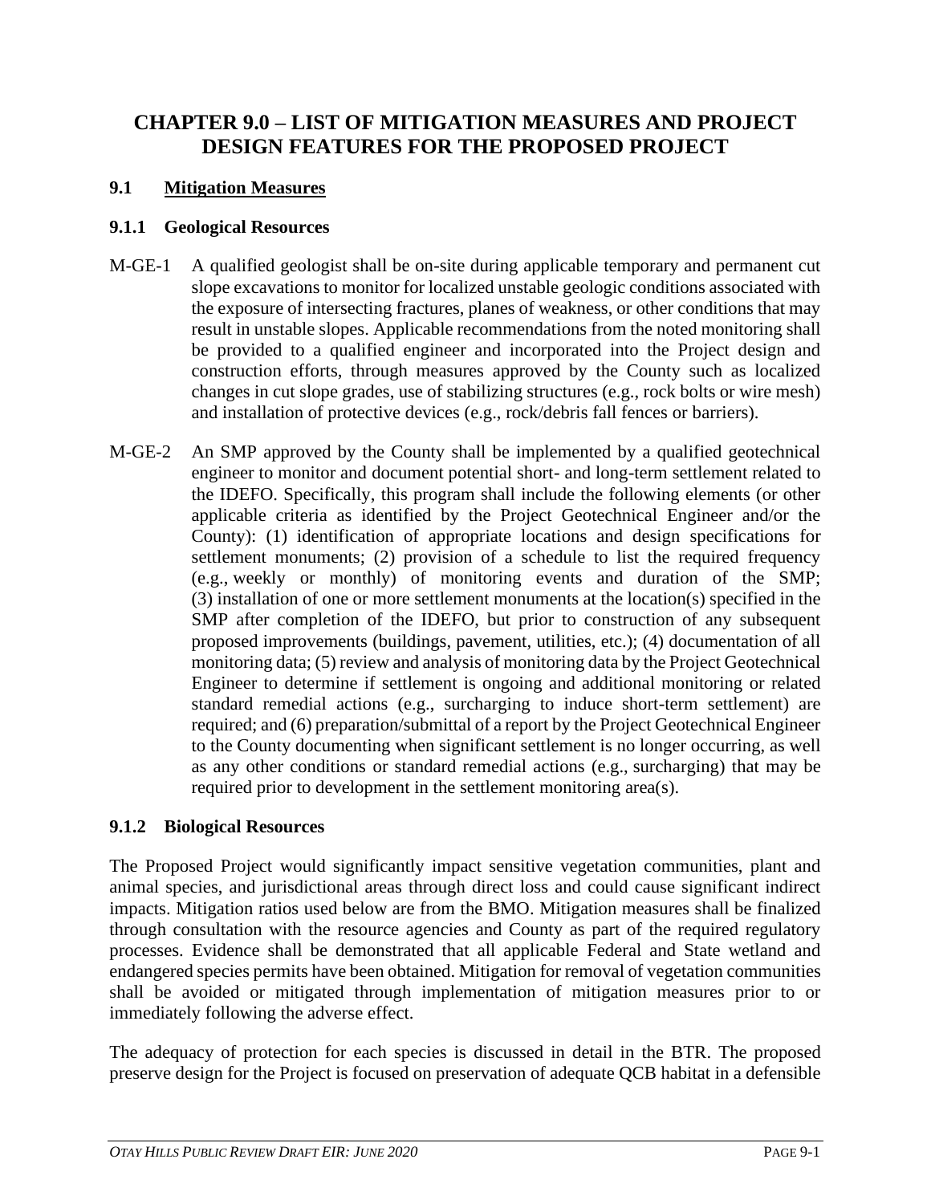# CHAPTER 9.0 – LIST OF MITIGATION MEASURES AND PROJECT DESIGN FEATURES FOR THE PROPOSED PROJECT

## 9.1 Mitigation Measures

### 9.1.1 Geological Resources

M-GE-1 A qualified geologist shall be on-site during applicable temporary and permanent cut slope excavations to monitor for localized unstable geologic conditions associated with the exposure of intersecting fractures, planes of weakness, or other conditions that may result in unstable slopes. Applicable recommendations from the noted monitoring shall be provided to a qualified engineer and incorporated into the Project design and construction efforts, through measures approved by the County such as localized changes in cut slope grades, use of stabilizing structures (e.g., rock bolts or wire mesh) and installation of protective devices (e.g., rock/debris fall fences or barriers).

M-GE-2 An SMP approved by the County shall be implemented by a qualified geotechnical engineer to monitor and document potential short- and long-term settlement related to the IDEFO. Specifically, this program shall include the following elements (or other applicable criteria as identified by the Project Geotechnical Engineer and/or the County): (1) identification of appropriate locations and design specifications for settlement monuments; (2) provision of a schedule to list the required frequency (e.g., weekly or monthly) of monitoring events and duration of the SMP; (3) installation of one or more settlement monuments at the location(s) specified in the SMP after completion of the IDEFO, but prior to construction of any subsequent proposed improvements (buildings, pavement, utilities, etc.); (4) documentation of all monitoring data; (5) review and analysis of monitoring data by the Project Geotechnical Engineer to determine if settlement is ongoing and additional monitoring or related standard remedial actions (e.g., surcharging to induce short-term settlement) are required; and (6) preparation/submittal of a report by the Project Geotechnical Engineer to the County documenting when significant settlement is no longer occurring, as well as any other conditions or standard remedial actions (e.g., surcharging) that may be required prior to development in the settlement monitoring area(s).

### 9.1.2 Biological Resources

The Proposed Project would significantly impact sensitive vegetation communities, plant and animal species, and jurisdictional areas through direct loss and could cause significant indirect impacts. Mitigation ratios used below are from the BMO. Mitigation measures shall be finalized through consultation with the resource agencies and County as part of the required regulatory processes. Evidence shall be demonstrated that all applicable Federal and State wetland and endangered species permits have been obtained. Mitigation for removal of vegetation communities shall be avoided or mitigated through implementation of mitigation measures prior to or immediately following the adverse effect.

The adequacy of protection for each species is discussed in detail in the BTR. The proposed preserve design for the Project is focused on preservation of adequate QCB habitat in a defensible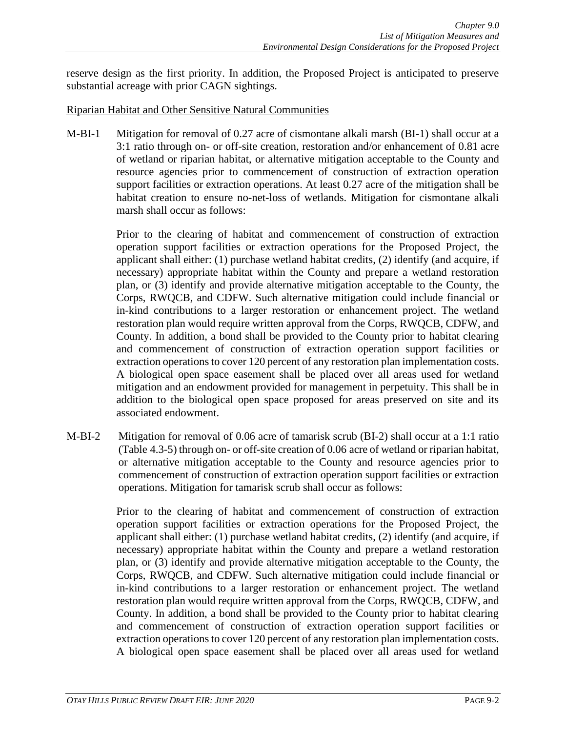reserve design as the first priority. In addition, the Proposed Project is anticipated to preserve substantial acreage with prior CAGN sightings.

Riparian Habitat and Other Sensitive Natural Communities

M-BI-1 Mitigation for removal of 0.27 acre of cismontane alkali marsh (BI-1) shall occur at a 3:1 ratio through on- or off-site creation, restoration and/or enhancement of 0.81 acre of wetland or riparian habitat, or alternative mitigation acceptable to the County and resource agencies prior to commencement of construction of extraction operation support facilities or extraction operations. At least 0.27 acre of the mitigation shall be habitat creation to ensure no-net-loss of wetlands. Mitigation for cismontane alkali marsh shall occur as follows:

Prior to the clearing of habitat and commencement of construction of extraction operation support facilities or extraction operations for the Proposed Project, the applicant shall either: (1) purchase wetland habitat credits, (2) identify (and acquire, if necessary) appropriate habitat within the County and prepare a wetland restoration plan, or (3) identify and provide alternative mitigation acceptable to the County, the Corps, RWQCB, and CDFW. Such alternative mitigation could include financial or in-kind contributions to a larger restoration or enhancement project. The wetland restoration plan would require written approval from the Corps, RWQCB, CDFW, and County. In addition, a bond shall be provided to the County prior to habitat clearing and commencement of construction of extraction operation support facilities or extraction operations to cover 120 percent of any restoration plan implementation costs. A biological open space easement shall be placed over all areas used for wetland mitigation and an endowment provided for management in perpetuity. This shall be in addition to the biological open space proposed for areas preserved on site and its associated endowment.

M-BI-2 Mitigation for removal of 0.06 acre of tamarisk scrub (BI-2) shall occur at a 1:1 ratio (Table 4.3-5) through on- or off-site creation of 0.06 acre of wetland or riparian habitat, or alternative mitigation acceptable to the County and resource agencies prior to commencement of construction of extraction operation support facilities or extraction operations. Mitigation for tamarisk scrub shall occur as follows:

Prior to the clearing of habitat and commencement of construction of extraction operation support facilities or extraction operations for the Proposed Project, the applicant shall either: (1) purchase wetland habitat credits, (2) identify (and acquire, if necessary) appropriate habitat within the County and prepare a wetland restoration plan, or (3) identify and provide alternative mitigation acceptable to the County, the Corps, RWQCB, and CDFW. Such alternative mitigation could include financial or in-kind contributions to a larger restoration or enhancement project. The wetland restoration plan would require written approval from the Corps, RWQCB, CDFW, and County. In addition, a bond shall be provided to the County prior to habitat clearing and commencement of construction of extraction operation support facilities or extraction operations to cover 120 percent of any restoration plan implementation costs. A biological open space easement shall be placed over all areas used for wetland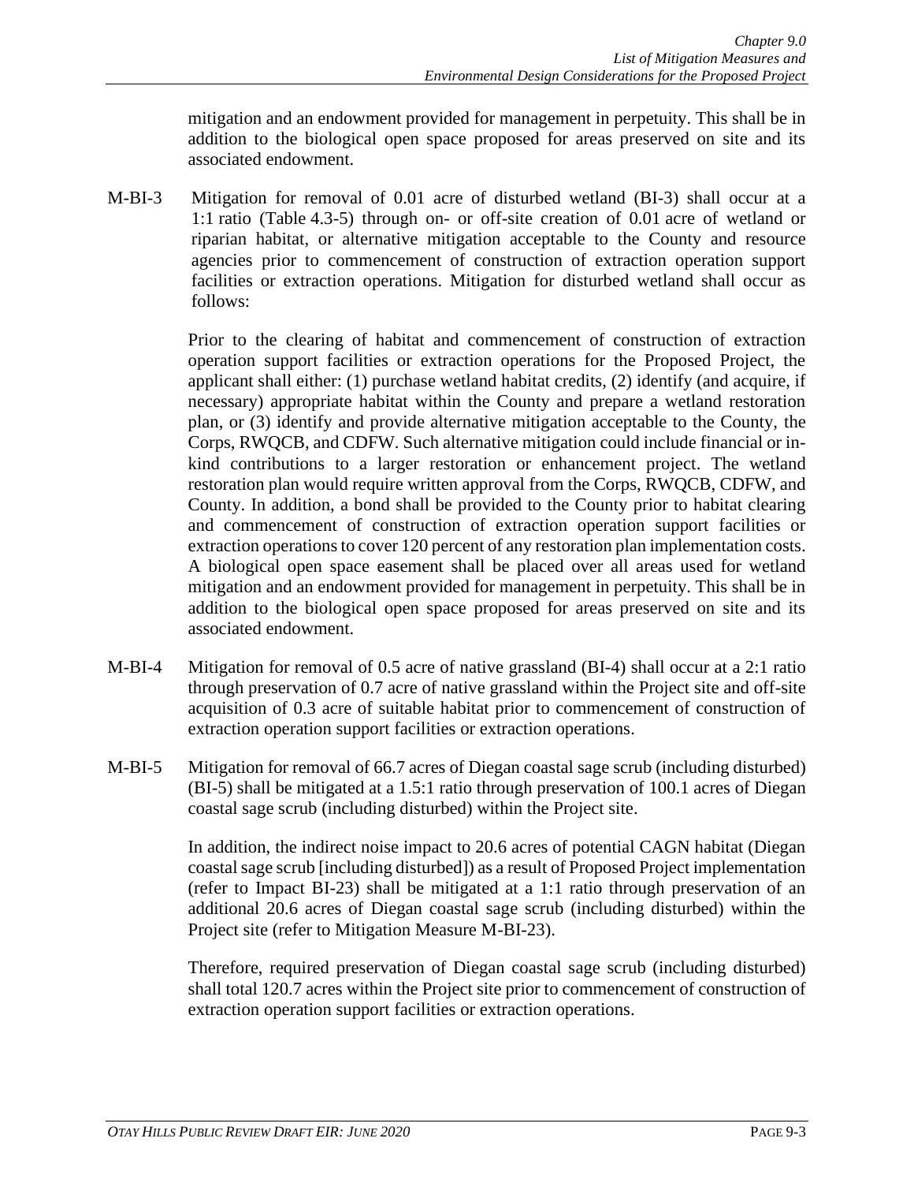mitigation and an endowment provided for management in perpetuity. This shall be in addition to the biological open space proposed for areas preserved on site and its associated endowment.

M-BI-3 Mitigation for removal of 0.01 acre of disturbed wetland (BI-3) shall occur at a 1:1 ratio (Table 4.3-5) through on- or off-site creation of 0.01 acre of wetland or riparian habitat, or alternative mitigation acceptable to the County and resource agencies prior to commencement of construction of extraction operation support facilities or extraction operations. Mitigation for disturbed wetland shall occur as follows:

Prior to the clearing of habitat and commencement of construction of extraction operation support facilities or extraction operations for the Proposed Project, the applicant shall either: (1) purchase wetland habitat credits, (2) identify (and acquire, if necessary) appropriate habitat within the County and prepare a wetland restoration plan, or (3) identify and provide alternative mitigation acceptable to the County, the Corps, RWQCB, and CDFW. Such alternative mitigation could include financial or in-kind contributions to a larger restoration or enhancement project. The wetland restoration plan would require written approval from the Corps, RWQCB, CDFW, and County. In addition, a bond shall be provided to the County prior to habitat clearing and commencement of construction of extraction operation support facilities or extraction operations to cover 120 percent of any restoration plan implementation costs. A biological open space easement shall be placed over all areas used for wetland mitigation and an endowment provided for management in perpetuity. This shall be in addition to the biological open space proposed for areas preserved on site and its associated endowment.

M-BI-4 Mitigation for removal of 0.5 acre of native grassland (BI-4) shall occur at a 2:1 ratio through preservation of 0.7 acre of native grassland within the Project site and off-site acquisition of 0.3 acre of suitable habitat prior to commencement of construction of extraction operation support facilities or extraction operations.

M-BI-5 Mitigation for removal of 66.7 acres of Diegan coastal sage scrub (including disturbed) (BI-5) shall be mitigated at a 1.5:1 ratio through preservation of 100.1 acres of Diegan coastal sage scrub (including disturbed) within the Project site.

In addition, the indirect noise impact to 20.6 acres of potential CAGN habitat (Diegan coastal sage scrub [including disturbed]) as a result of Proposed Project implementation (refer to Impact BI-23) shall be mitigated at a 1:1 ratio through preservation of an additional 20.6 acres of Diegan coastal sage scrub (including disturbed) within the Project site (refer to Mitigation Measure M-BI-23).

Therefore, required preservation of Diegan coastal sage scrub (including disturbed) shall total 120.7 acres within the Project site prior to commencement of construction of extraction operation support facilities or extraction operations.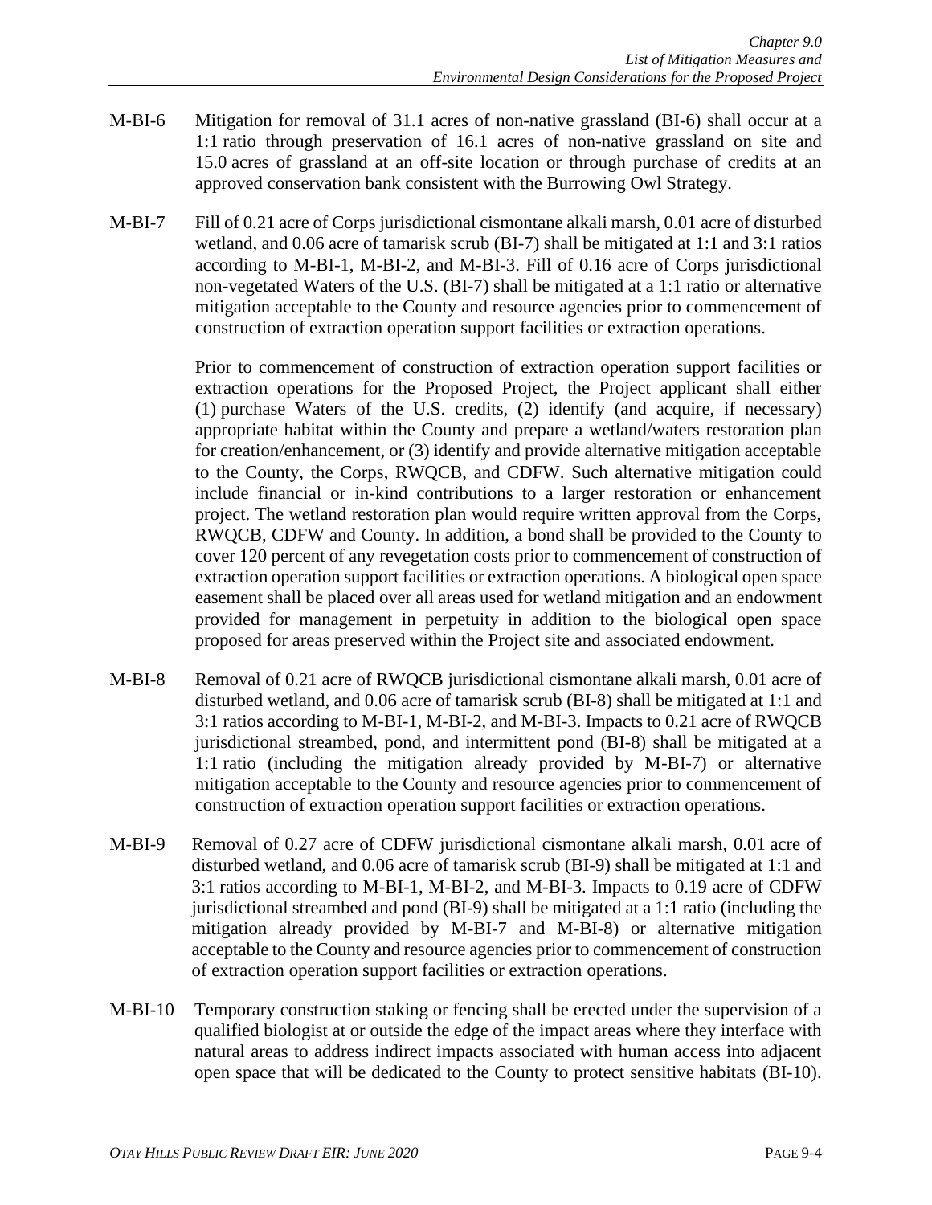M-BI-6 Mitigation for removal of 31.1 acres of non-native grassland (BI-6) shall occur at a 1:1 ratio through preservation of 16.1 acres of non-native grassland on site and 15.0 acres of grassland at an off-site location or through purchase of credits at an approved conservation bank consistent with the Burrowing Owl Strategy.

M-BI-7 Fill of 0.21 acre of Corps jurisdictional cismontane alkali marsh, 0.01 acre of disturbed wetland, and 0.06 acre of tamarisk scrub (BI-7) shall be mitigated at 1:1 and 3:1 ratios according to M-BI-1, M-BI-2, and M-BI-3. Fill of 0.16 acre of Corps jurisdictional non-vegetated Waters of the U.S. (BI-7) shall be mitigated at a 1:1 ratio or alternative mitigation acceptable to the County and resource agencies prior to commencement of construction of extraction operation support facilities or extraction operations.

Prior to commencement of construction of extraction operation support facilities or extraction operations for the Proposed Project, the Project applicant shall either (1) purchase Waters of the U.S. credits, (2) identify (and acquire, if necessary) appropriate habitat within the County and prepare a wetland/waters restoration plan for creation/enhancement, or (3) identify and provide alternative mitigation acceptable to the County, the Corps, RWQCB, and CDFW. Such alternative mitigation could include financial or in-kind contributions to a larger restoration or enhancement project. The wetland restoration plan would require written approval from the Corps, RWQCB, CDFW and County. In addition, a bond shall be provided to the County to cover 120 percent of any revegetation costs prior to commencement of construction of extraction operation support facilities or extraction operations. A biological open space easement shall be placed over all areas used for wetland mitigation and an endowment provided for management in perpetuity in addition to the biological open space proposed for areas preserved within the Project site and associated endowment.

M-BI-8 Removal of 0.21 acre of RWQCB jurisdictional cismontane alkali marsh, 0.01 acre of disturbed wetland, and 0.06 acre of tamarisk scrub (BI-8) shall be mitigated at 1:1 and 3:1 ratios according to M-BI-1, M-BI-2, and M-BI-3. Impacts to 0.21 acre of RWQCB jurisdictional streambed, pond, and intermittent pond (BI-8) shall be mitigated at a 1:1 ratio (including the mitigation already provided by M-BI-7) or alternative mitigation acceptable to the County and resource agencies prior to commencement of construction of extraction operation support facilities or extraction operations.

M-BI-9 Removal of 0.27 acre of CDFW jurisdictional cismontane alkali marsh, 0.01 acre of disturbed wetland, and 0.06 acre of tamarisk scrub (BI-9) shall be mitigated at 1:1 and 3:1 ratios according to M-BI-1, M-BI-2, and M-BI-3. Impacts to 0.19 acre of CDFW jurisdictional streambed and pond (BI-9) shall be mitigated at a 1:1 ratio (including the mitigation already provided by M-BI-7 and M-BI-8) or alternative mitigation acceptable to the County and resource agencies prior to commencement of construction of extraction operation support facilities or extraction operations.

M-BI-10 Temporary construction staking or fencing shall be erected under the supervision of a qualified biologist at or outside the edge of the impact areas where they interface with natural areas to address indirect impacts associated with human access into adjacent open space that will be dedicated to the County to protect sensitive habitats (BI-10).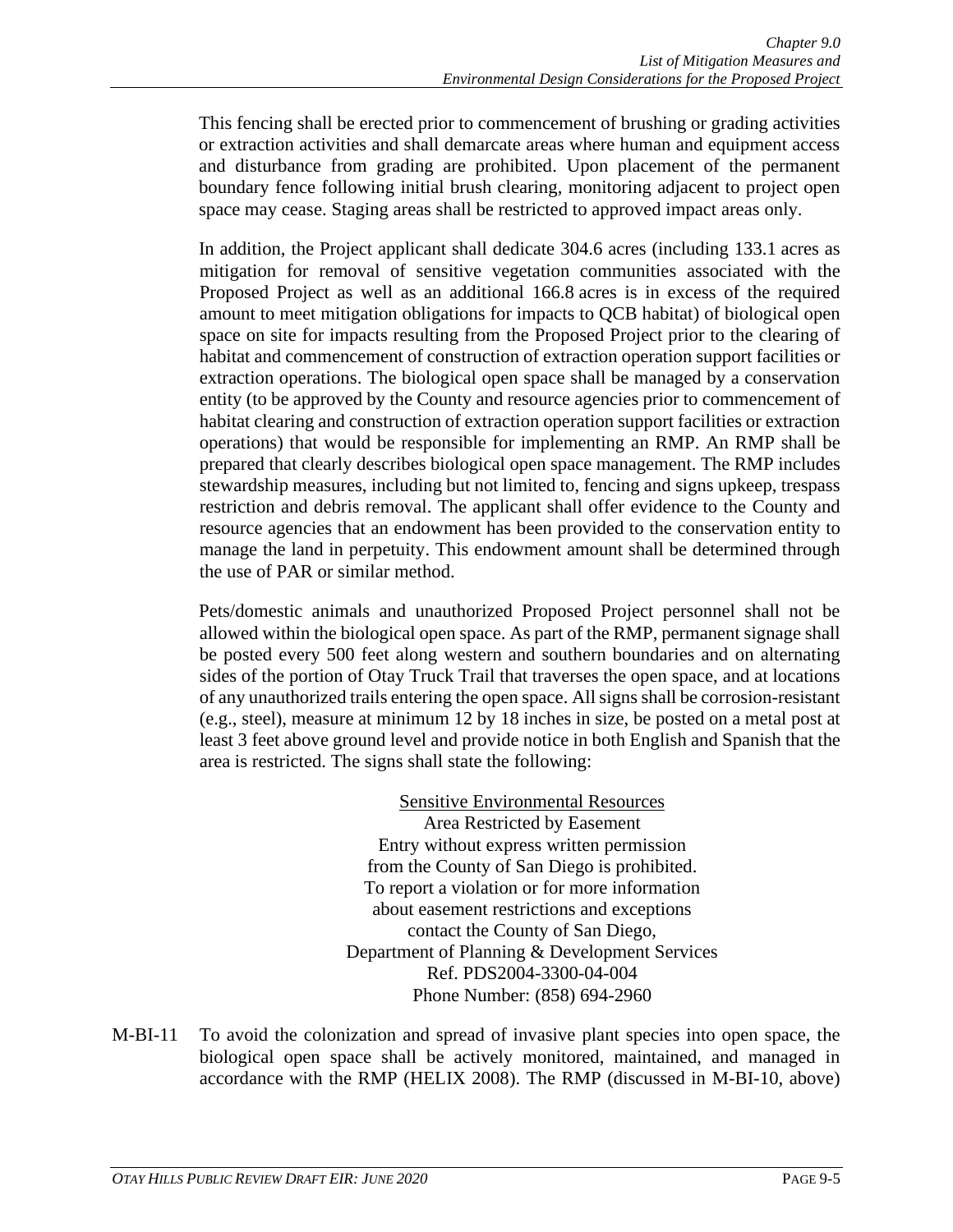This fencing shall be erected prior to commencement of brushing or grading activities or extraction activities and shall demarcate areas where human and equipment access and disturbance from grading are prohibited. Upon placement of the permanent boundary fence following initial brush clearing, monitoring adjacent to project open space may cease. Staging areas shall be restricted to approved impact areas only.

In addition, the Project applicant shall dedicate 304.6 acres (including 133.1 acres as mitigation for removal of sensitive vegetation communities associated with the Proposed Project as well as an additional 166.8 acres is in excess of the required amount to meet mitigation obligations for impacts to QCB habitat) of biological open space on site for impacts resulting from the Proposed Project prior to the clearing of habitat and commencement of construction of extraction operation support facilities or extraction operations. The biological open space shall be managed by a conservation entity (to be approved by the County and resource agencies prior to commencement of habitat clearing and construction of extraction operation support facilities or extraction operations) that would be responsible for implementing an RMP. An RMP shall be prepared that clearly describes biological open space management. The RMP includes stewardship measures, including but not limited to, fencing and signs upkeep, trespass restriction and debris removal. The applicant shall offer evidence to the County and resource agencies that an endowment has been provided to the conservation entity to manage the land in perpetuity. This endowment amount shall be determined through the use of PAR or similar method.

Pets/domestic animals and unauthorized Proposed Project personnel shall not be allowed within the biological open space. As part of the RMP, permanent signage shall be posted every 500 feet along western and southern boundaries and on alternating sides of the portion of Otay Truck Trail that traverses the open space, and at locations of any unauthorized trails entering the open space. All signs shall be corrosion-resistant (e.g., steel), measure at minimum 12 by 18 inches in size, be posted on a metal post at least 3 feet above ground level and provide notice in both English and Spanish that the area is restricted. The signs shall state the following:

<u>Sensitive Environmental Resources</u>
Area Restricted by Easement
Entry without express written permission
from the County of San Diego is prohibited.
To report a violation or for more information
about easement restrictions and exceptions
contact the County of San Diego,
Department of Planning & Development Services
Ref. PDS2004-3300-04-004
Phone Number: (858) 694-2960

M-BI-11 To avoid the colonization and spread of invasive plant species into open space, the biological open space shall be actively monitored, maintained, and managed in accordance with the RMP (HELIX 2008). The RMP (discussed in M-BI-10, above)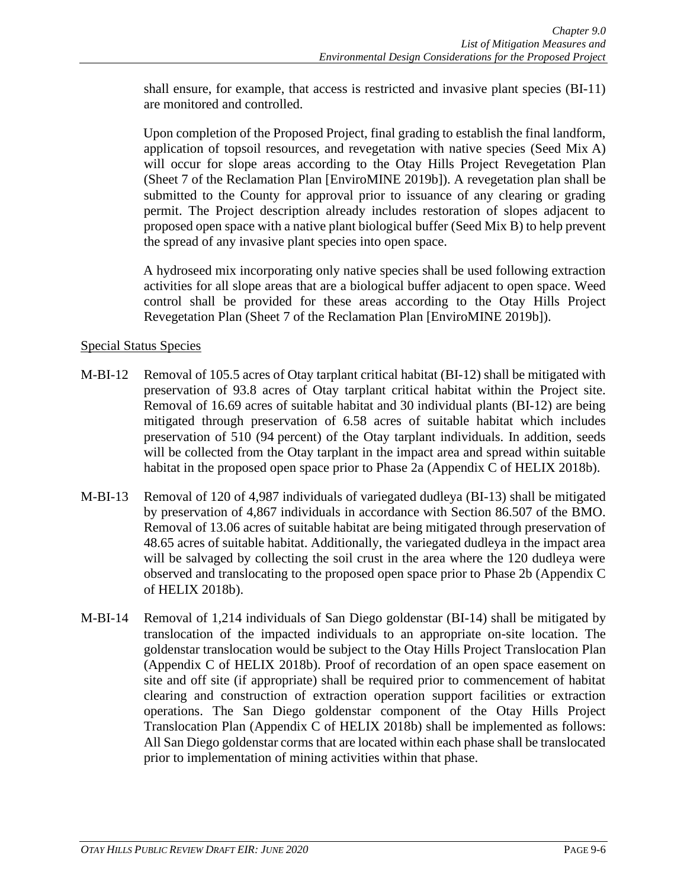shall ensure, for example, that access is restricted and invasive plant species (BI-11) are monitored and controlled.

Upon completion of the Proposed Project, final grading to establish the final landform, application of topsoil resources, and revegetation with native species (Seed Mix A) will occur for slope areas according to the Otay Hills Project Revegetation Plan (Sheet 7 of the Reclamation Plan [EnviroMINE 2019b]). A revegetation plan shall be submitted to the County for approval prior to issuance of any clearing or grading permit. The Project description already includes restoration of slopes adjacent to proposed open space with a native plant biological buffer (Seed Mix B) to help prevent the spread of any invasive plant species into open space.

A hydroseed mix incorporating only native species shall be used following extraction activities for all slope areas that are a biological buffer adjacent to open space. Weed control shall be provided for these areas according to the Otay Hills Project Revegetation Plan (Sheet 7 of the Reclamation Plan [EnviroMINE 2019b]).

<u>Special Status Species</u>

M-BI-12 Removal of 105.5 acres of Otay tarplant critical habitat (BI-12) shall be mitigated with preservation of 93.8 acres of Otay tarplant critical habitat within the Project site. Removal of 16.69 acres of suitable habitat and 30 individual plants (BI-12) are being mitigated through preservation of 6.58 acres of suitable habitat which includes preservation of 510 (94 percent) of the Otay tarplant individuals. In addition, seeds will be collected from the Otay tarplant in the impact area and spread within suitable habitat in the proposed open space prior to Phase 2a (Appendix C of HELIX 2018b).

M-BI-13 Removal of 120 of 4,987 individuals of variegated dudleya (BI-13) shall be mitigated by preservation of 4,867 individuals in accordance with Section 86.507 of the BMO. Removal of 13.06 acres of suitable habitat are being mitigated through preservation of 48.65 acres of suitable habitat. Additionally, the variegated dudleya in the impact area will be salvaged by collecting the soil crust in the area where the 120 dudleya were observed and translocating to the proposed open space prior to Phase 2b (Appendix C of HELIX 2018b).

M-BI-14 Removal of 1,214 individuals of San Diego goldenstar (BI-14) shall be mitigated by translocation of the impacted individuals to an appropriate on-site location. The goldenstar translocation would be subject to the Otay Hills Project Translocation Plan (Appendix C of HELIX 2018b). Proof of recordation of an open space easement on site and off site (if appropriate) shall be required prior to commencement of habitat clearing and construction of extraction operation support facilities or extraction operations. The San Diego goldenstar component of the Otay Hills Project Translocation Plan (Appendix C of HELIX 2018b) shall be implemented as follows: All San Diego goldenstar corms that are located within each phase shall be translocated prior to implementation of mining activities within that phase.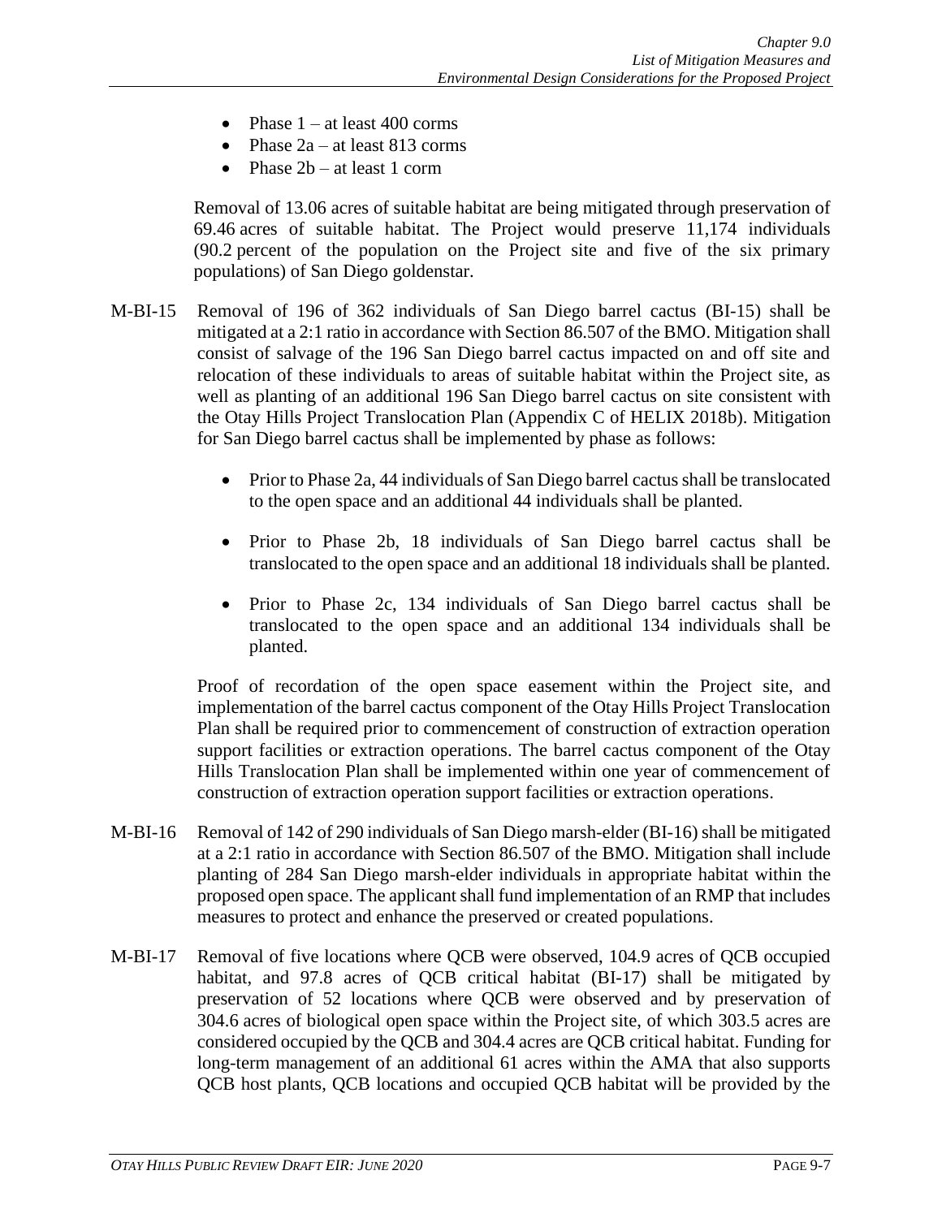- Phase 1 – at least 400 corms
- Phase 2a – at least 813 corms
- Phase 2b – at least 1 corm

Removal of 13.06 acres of suitable habitat are being mitigated through preservation of 69.46 acres of suitable habitat. The Project would preserve 11,174 individuals (90.2 percent of the population on the Project site and five of the six primary populations) of San Diego goldenstar.

M-BI-15 Removal of 196 of 362 individuals of San Diego barrel cactus (BI-15) shall be mitigated at a 2:1 ratio in accordance with Section 86.507 of the BMO. Mitigation shall consist of salvage of the 196 San Diego barrel cactus impacted on and off site and relocation of these individuals to areas of suitable habitat within the Project site, as well as planting of an additional 196 San Diego barrel cactus on site consistent with the Otay Hills Project Translocation Plan (Appendix C of HELIX 2018b). Mitigation for San Diego barrel cactus shall be implemented by phase as follows:

- Prior to Phase 2a, 44 individuals of San Diego barrel cactus shall be translocated to the open space and an additional 44 individuals shall be planted.
- Prior to Phase 2b, 18 individuals of San Diego barrel cactus shall be translocated to the open space and an additional 18 individuals shall be planted.
- Prior to Phase 2c, 134 individuals of San Diego barrel cactus shall be translocated to the open space and an additional 134 individuals shall be planted.

Proof of recordation of the open space easement within the Project site, and implementation of the barrel cactus component of the Otay Hills Project Translocation Plan shall be required prior to commencement of construction of extraction operation support facilities or extraction operations. The barrel cactus component of the Otay Hills Translocation Plan shall be implemented within one year of commencement of construction of extraction operation support facilities or extraction operations.

M-BI-16 Removal of 142 of 290 individuals of San Diego marsh-elder (BI-16) shall be mitigated at a 2:1 ratio in accordance with Section 86.507 of the BMO. Mitigation shall include planting of 284 San Diego marsh-elder individuals in appropriate habitat within the proposed open space. The applicant shall fund implementation of an RMP that includes measures to protect and enhance the preserved or created populations.

M-BI-17 Removal of five locations where QCB were observed, 104.9 acres of QCB occupied habitat, and 97.8 acres of QCB critical habitat (BI-17) shall be mitigated by preservation of 52 locations where QCB were observed and by preservation of 304.6 acres of biological open space within the Project site, of which 303.5 acres are considered occupied by the QCB and 304.4 acres are QCB critical habitat. Funding for long-term management of an additional 61 acres within the AMA that also supports QCB host plants, QCB locations and occupied QCB habitat will be provided by the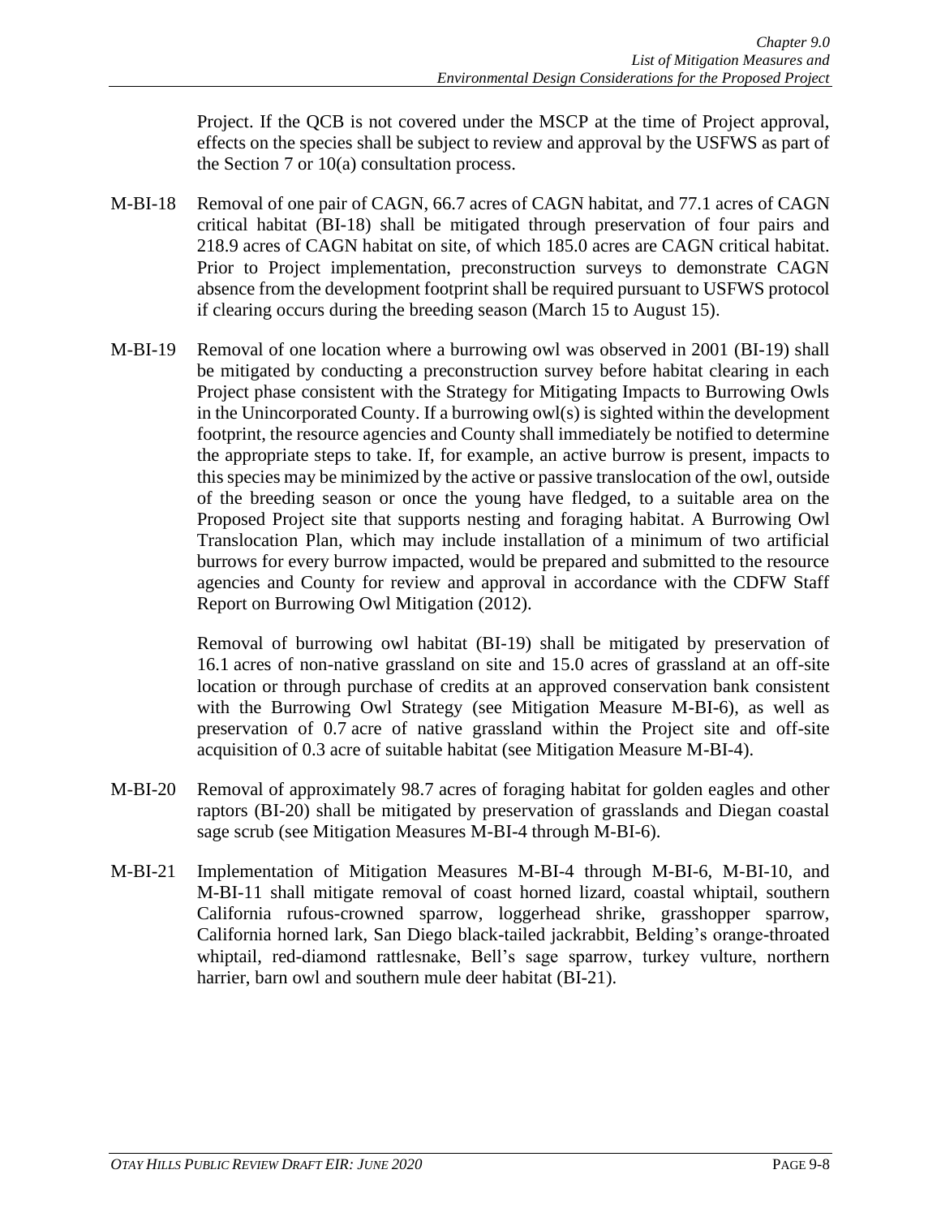Project. If the QCB is not covered under the MSCP at the time of Project approval, effects on the species shall be subject to review and approval by the USFWS as part of the Section 7 or 10(a) consultation process.

M-BI-18 Removal of one pair of CAGN, 66.7 acres of CAGN habitat, and 77.1 acres of CAGN critical habitat (BI-18) shall be mitigated through preservation of four pairs and 218.9 acres of CAGN habitat on site, of which 185.0 acres are CAGN critical habitat. Prior to Project implementation, preconstruction surveys to demonstrate CAGN absence from the development footprint shall be required pursuant to USFWS protocol if clearing occurs during the breeding season (March 15 to August 15).

M-BI-19 Removal of one location where a burrowing owl was observed in 2001 (BI-19) shall be mitigated by conducting a preconstruction survey before habitat clearing in each Project phase consistent with the Strategy for Mitigating Impacts to Burrowing Owls in the Unincorporated County. If a burrowing owl(s) is sighted within the development footprint, the resource agencies and County shall immediately be notified to determine the appropriate steps to take. If, for example, an active burrow is present, impacts to this species may be minimized by the active or passive translocation of the owl, outside of the breeding season or once the young have fledged, to a suitable area on the Proposed Project site that supports nesting and foraging habitat. A Burrowing Owl Translocation Plan, which may include installation of a minimum of two artificial burrows for every burrow impacted, would be prepared and submitted to the resource agencies and County for review and approval in accordance with the CDFW Staff Report on Burrowing Owl Mitigation (2012).

Removal of burrowing owl habitat (BI-19) shall be mitigated by preservation of 16.1 acres of non-native grassland on site and 15.0 acres of grassland at an off-site location or through purchase of credits at an approved conservation bank consistent with the Burrowing Owl Strategy (see Mitigation Measure M-BI-6), as well as preservation of 0.7 acre of native grassland within the Project site and off-site acquisition of 0.3 acre of suitable habitat (see Mitigation Measure M-BI-4).

M-BI-20 Removal of approximately 98.7 acres of foraging habitat for golden eagles and other raptors (BI-20) shall be mitigated by preservation of grasslands and Diegan coastal sage scrub (see Mitigation Measures M-BI-4 through M-BI-6).

M-BI-21 Implementation of Mitigation Measures M-BI-4 through M-BI-6, M-BI-10, and M-BI-11 shall mitigate removal of coast horned lizard, coastal whiptail, southern California rufous-crowned sparrow, loggerhead shrike, grasshopper sparrow, California horned lark, San Diego black-tailed jackrabbit, Belding's orange-throated whiptail, red-diamond rattlesnake, Bell's sage sparrow, turkey vulture, northern harrier, barn owl and southern mule deer habitat (BI-21).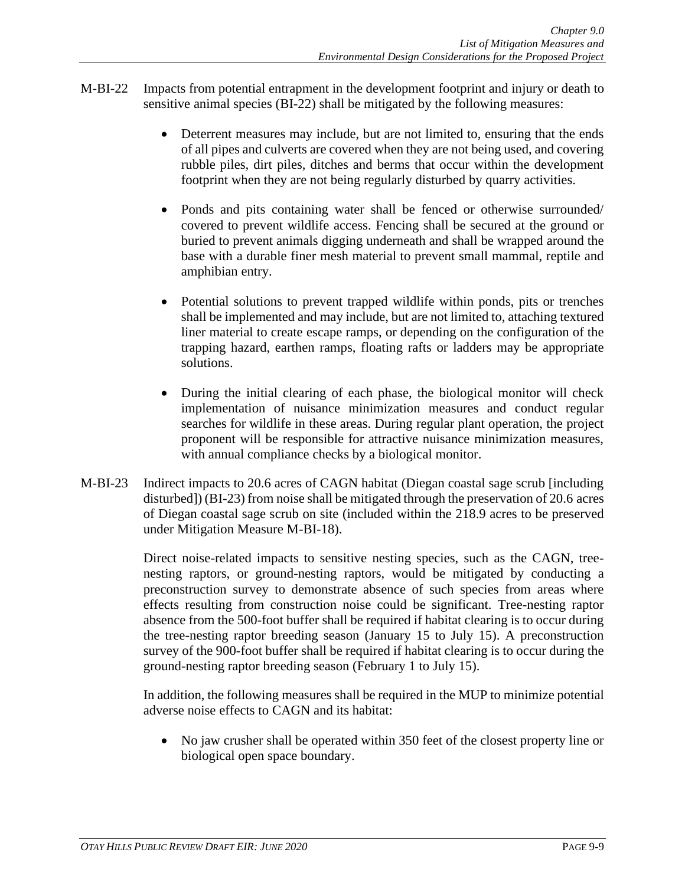M-BI-22 Impacts from potential entrapment in the development footprint and injury or death to sensitive animal species (BI-22) shall be mitigated by the following measures:

- Deterrent measures may include, but are not limited to, ensuring that the ends of all pipes and culverts are covered when they are not being used, and covering rubble piles, dirt piles, ditches and berms that occur within the development footprint when they are not being regularly disturbed by quarry activities.

- Ponds and pits containing water shall be fenced or otherwise surrounded/ covered to prevent wildlife access. Fencing shall be secured at the ground or buried to prevent animals digging underneath and shall be wrapped around the base with a durable finer mesh material to prevent small mammal, reptile and amphibian entry.

- Potential solutions to prevent trapped wildlife within ponds, pits or trenches shall be implemented and may include, but are not limited to, attaching textured liner material to create escape ramps, or depending on the configuration of the trapping hazard, earthen ramps, floating rafts or ladders may be appropriate solutions.

- During the initial clearing of each phase, the biological monitor will check implementation of nuisance minimization measures and conduct regular searches for wildlife in these areas. During regular plant operation, the project proponent will be responsible for attractive nuisance minimization measures, with annual compliance checks by a biological monitor.

M-BI-23 Indirect impacts to 20.6 acres of CAGN habitat (Diegan coastal sage scrub [including disturbed]) (BI-23) from noise shall be mitigated through the preservation of 20.6 acres of Diegan coastal sage scrub on site (included within the 218.9 acres to be preserved under Mitigation Measure M-BI-18).

Direct noise-related impacts to sensitive nesting species, such as the CAGN, tree-nesting raptors, or ground-nesting raptors, would be mitigated by conducting a preconstruction survey to demonstrate absence of such species from areas where effects resulting from construction noise could be significant. Tree-nesting raptor absence from the 500-foot buffer shall be required if habitat clearing is to occur during the tree-nesting raptor breeding season (January 15 to July 15). A preconstruction survey of the 900-foot buffer shall be required if habitat clearing is to occur during the ground-nesting raptor breeding season (February 1 to July 15).

In addition, the following measures shall be required in the MUP to minimize potential adverse noise effects to CAGN and its habitat:

- No jaw crusher shall be operated within 350 feet of the closest property line or biological open space boundary.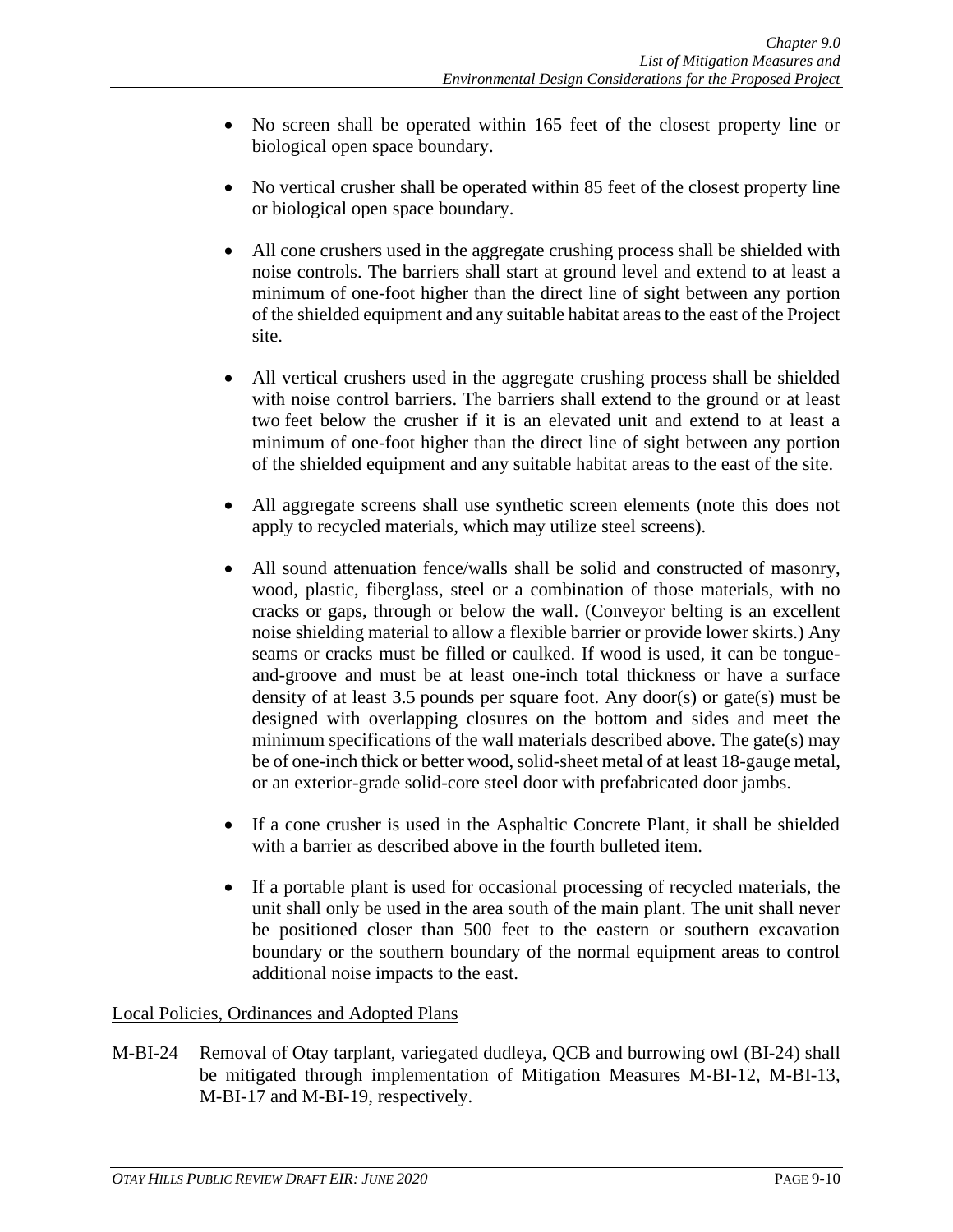- No screen shall be operated within 165 feet of the closest property line or biological open space boundary.

- No vertical crusher shall be operated within 85 feet of the closest property line or biological open space boundary.

- All cone crushers used in the aggregate crushing process shall be shielded with noise controls. The barriers shall start at ground level and extend to at least a minimum of one-foot higher than the direct line of sight between any portion of the shielded equipment and any suitable habitat areas to the east of the Project site.

- All vertical crushers used in the aggregate crushing process shall be shielded with noise control barriers. The barriers shall extend to the ground or at least two feet below the crusher if it is an elevated unit and extend to at least a minimum of one-foot higher than the direct line of sight between any portion of the shielded equipment and any suitable habitat areas to the east of the site.

- All aggregate screens shall use synthetic screen elements (note this does not apply to recycled materials, which may utilize steel screens).

- All sound attenuation fence/walls shall be solid and constructed of masonry, wood, plastic, fiberglass, steel or a combination of those materials, with no cracks or gaps, through or below the wall. (Conveyor belting is an excellent noise shielding material to allow a flexible barrier or provide lower skirts.) Any seams or cracks must be filled or caulked. If wood is used, it can be tongue-and-groove and must be at least one-inch total thickness or have a surface density of at least 3.5 pounds per square foot. Any door(s) or gate(s) must be designed with overlapping closures on the bottom and sides and meet the minimum specifications of the wall materials described above. The gate(s) may be of one-inch thick or better wood, solid-sheet metal of at least 18-gauge metal, or an exterior-grade solid-core steel door with prefabricated door jambs.

- If a cone crusher is used in the Asphaltic Concrete Plant, it shall be shielded with a barrier as described above in the fourth bulleted item.

- If a portable plant is used for occasional processing of recycled materials, the unit shall only be used in the area south of the main plant. The unit shall never be positioned closer than 500 feet to the eastern or southern excavation boundary or the southern boundary of the normal equipment areas to control additional noise impacts to the east.

Local Policies, Ordinances and Adopted Plans

M-BI-24 Removal of Otay tarplant, variegated dudleya, QCB and burrowing owl (BI-24) shall be mitigated through implementation of Mitigation Measures M-BI-12, M-BI-13, M-BI-17 and M-BI-19, respectively.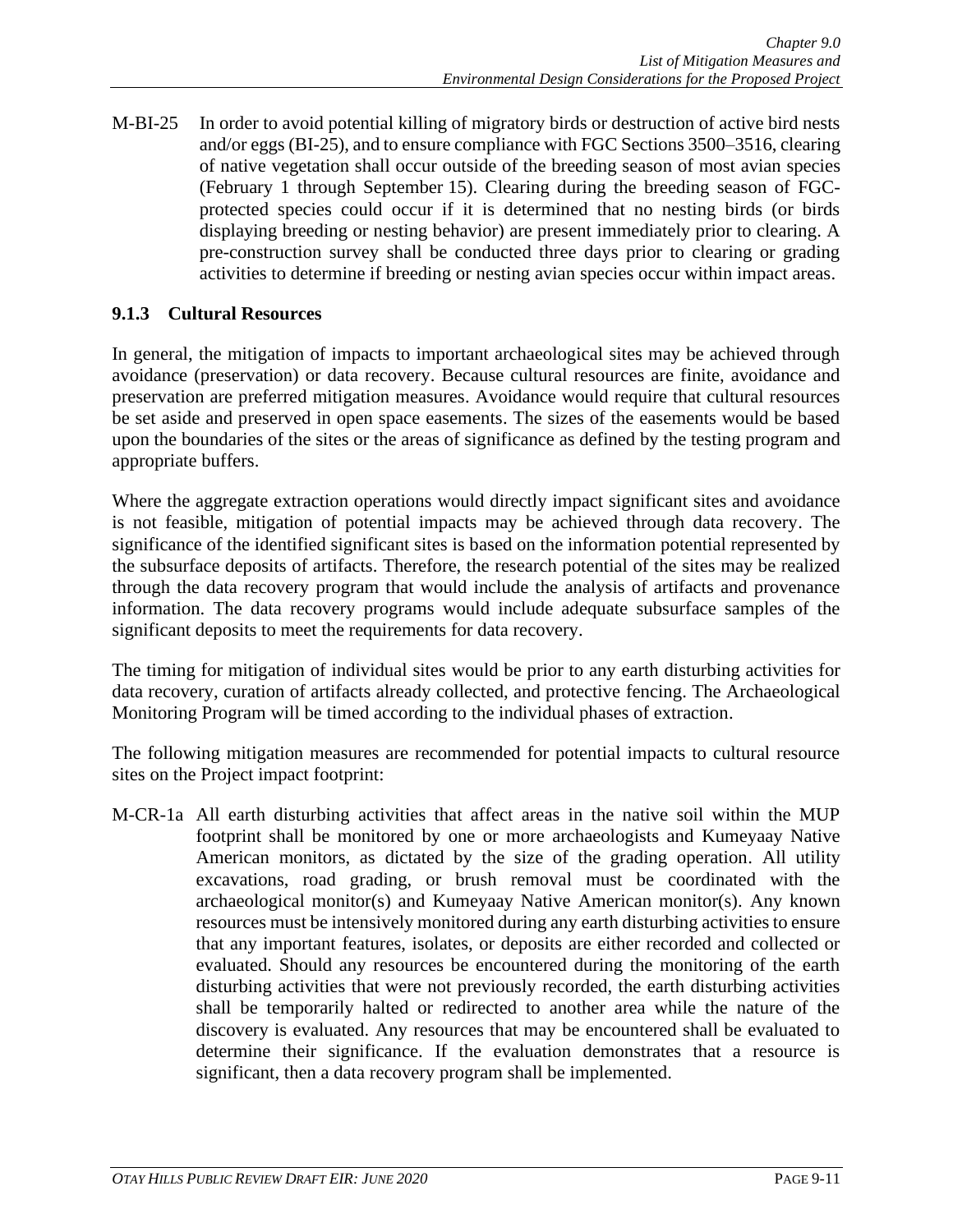M-BI-25 In order to avoid potential killing of migratory birds or destruction of active bird nests and/or eggs (BI-25), and to ensure compliance with FGC Sections 3500–3516, clearing of native vegetation shall occur outside of the breeding season of most avian species (February 1 through September 15). Clearing during the breeding season of FGC-protected species could occur if it is determined that no nesting birds (or birds displaying breeding or nesting behavior) are present immediately prior to clearing. A pre-construction survey shall be conducted three days prior to clearing or grading activities to determine if breeding or nesting avian species occur within impact areas.

### 9.1.3 Cultural Resources

In general, the mitigation of impacts to important archaeological sites may be achieved through avoidance (preservation) or data recovery. Because cultural resources are finite, avoidance and preservation are preferred mitigation measures. Avoidance would require that cultural resources be set aside and preserved in open space easements. The sizes of the easements would be based upon the boundaries of the sites or the areas of significance as defined by the testing program and appropriate buffers.

Where the aggregate extraction operations would directly impact significant sites and avoidance is not feasible, mitigation of potential impacts may be achieved through data recovery. The significance of the identified significant sites is based on the information potential represented by the subsurface deposits of artifacts. Therefore, the research potential of the sites may be realized through the data recovery program that would include the analysis of artifacts and provenance information. The data recovery programs would include adequate subsurface samples of the significant deposits to meet the requirements for data recovery.

The timing for mitigation of individual sites would be prior to any earth disturbing activities for data recovery, curation of artifacts already collected, and protective fencing. The Archaeological Monitoring Program will be timed according to the individual phases of extraction.

The following mitigation measures are recommended for potential impacts to cultural resource sites on the Project impact footprint:

M-CR-1a All earth disturbing activities that affect areas in the native soil within the MUP footprint shall be monitored by one or more archaeologists and Kumeyaay Native American monitors, as dictated by the size of the grading operation. All utility excavations, road grading, or brush removal must be coordinated with the archaeological monitor(s) and Kumeyaay Native American monitor(s). Any known resources must be intensively monitored during any earth disturbing activities to ensure that any important features, isolates, or deposits are either recorded and collected or evaluated. Should any resources be encountered during the monitoring of the earth disturbing activities that were not previously recorded, the earth disturbing activities shall be temporarily halted or redirected to another area while the nature of the discovery is evaluated. Any resources that may be encountered shall be evaluated to determine their significance. If the evaluation demonstrates that a resource is significant, then a data recovery program shall be implemented.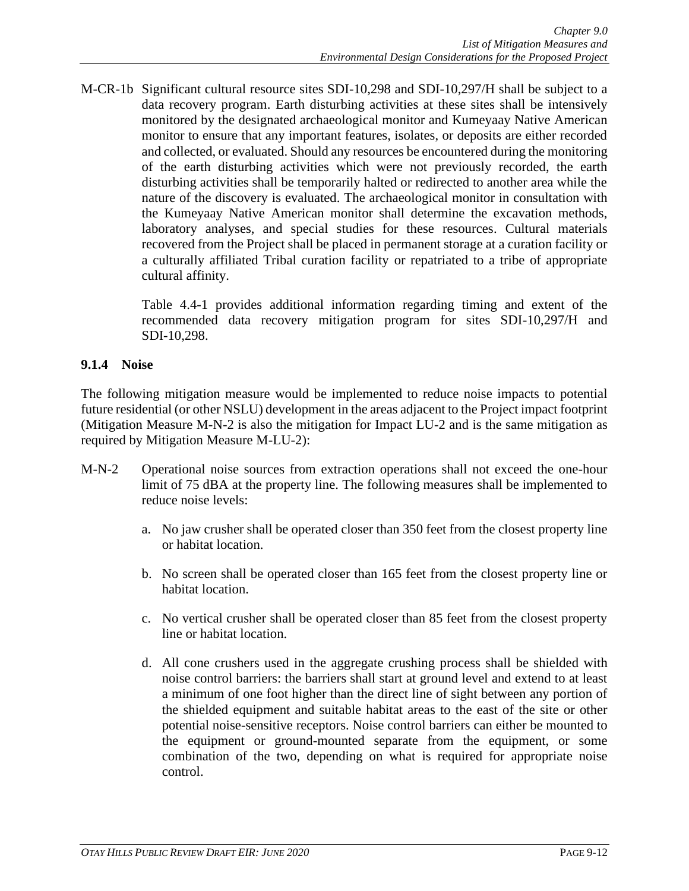M-CR-1b Significant cultural resource sites SDI-10,298 and SDI-10,297/H shall be subject to a data recovery program. Earth disturbing activities at these sites shall be intensively monitored by the designated archaeological monitor and Kumeyaay Native American monitor to ensure that any important features, isolates, or deposits are either recorded and collected, or evaluated. Should any resources be encountered during the monitoring of the earth disturbing activities which were not previously recorded, the earth disturbing activities shall be temporarily halted or redirected to another area while the nature of the discovery is evaluated. The archaeological monitor in consultation with the Kumeyaay Native American monitor shall determine the excavation methods, laboratory analyses, and special studies for these resources. Cultural materials recovered from the Project shall be placed in permanent storage at a curation facility or a culturally affiliated Tribal curation facility or repatriated to a tribe of appropriate cultural affinity.

Table 4.4-1 provides additional information regarding timing and extent of the recommended data recovery mitigation program for sites SDI-10,297/H and SDI-10,298.

### 9.1.4 Noise

The following mitigation measure would be implemented to reduce noise impacts to potential future residential (or other NSLU) development in the areas adjacent to the Project impact footprint (Mitigation Measure M-N-2 is also the mitigation for Impact LU-2 and is the same mitigation as required by Mitigation Measure M-LU-2):

M-N-2 Operational noise sources from extraction operations shall not exceed the one-hour limit of 75 dBA at the property line. The following measures shall be implemented to reduce noise levels:

a. No jaw crusher shall be operated closer than 350 feet from the closest property line or habitat location.

b. No screen shall be operated closer than 165 feet from the closest property line or habitat location.

c. No vertical crusher shall be operated closer than 85 feet from the closest property line or habitat location.

d. All cone crushers used in the aggregate crushing process shall be shielded with noise control barriers: the barriers shall start at ground level and extend to at least a minimum of one foot higher than the direct line of sight between any portion of the shielded equipment and suitable habitat areas to the east of the site or other potential noise-sensitive receptors. Noise control barriers can either be mounted to the equipment or ground-mounted separate from the equipment, or some combination of the two, depending on what is required for appropriate noise control.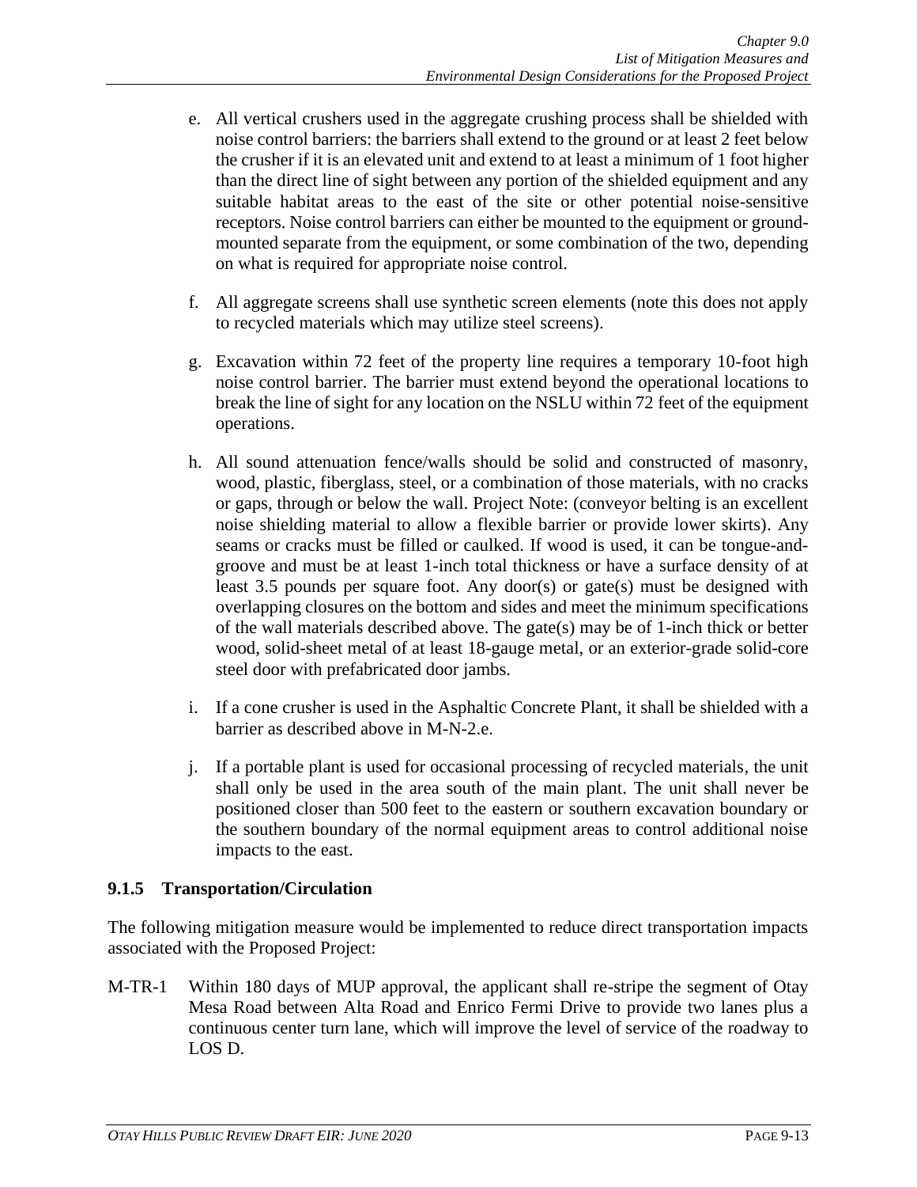e. All vertical crushers used in the aggregate crushing process shall be shielded with noise control barriers: the barriers shall extend to the ground or at least 2 feet below the crusher if it is an elevated unit and extend to at least a minimum of 1 foot higher than the direct line of sight between any portion of the shielded equipment and any suitable habitat areas to the east of the site or other potential noise-sensitive receptors. Noise control barriers can either be mounted to the equipment or ground-mounted separate from the equipment, or some combination of the two, depending on what is required for appropriate noise control.

f. All aggregate screens shall use synthetic screen elements (note this does not apply to recycled materials which may utilize steel screens).

g. Excavation within 72 feet of the property line requires a temporary 10-foot high noise control barrier. The barrier must extend beyond the operational locations to break the line of sight for any location on the NSLU within 72 feet of the equipment operations.

h. All sound attenuation fence/walls should be solid and constructed of masonry, wood, plastic, fiberglass, steel, or a combination of those materials, with no cracks or gaps, through or below the wall. Project Note: (conveyor belting is an excellent noise shielding material to allow a flexible barrier or provide lower skirts). Any seams or cracks must be filled or caulked. If wood is used, it can be tongue-and-groove and must be at least 1-inch total thickness or have a surface density of at least 3.5 pounds per square foot. Any door(s) or gate(s) must be designed with overlapping closures on the bottom and sides and meet the minimum specifications of the wall materials described above. The gate(s) may be of 1-inch thick or better wood, solid-sheet metal of at least 18-gauge metal, or an exterior-grade solid-core steel door with prefabricated door jambs.

i. If a cone crusher is used in the Asphaltic Concrete Plant, it shall be shielded with a barrier as described above in M-N-2.e.

j. If a portable plant is used for occasional processing of recycled materials, the unit shall only be used in the area south of the main plant. The unit shall never be positioned closer than 500 feet to the eastern or southern excavation boundary or the southern boundary of the normal equipment areas to control additional noise impacts to the east.

### 9.1.5 Transportation/Circulation

The following mitigation measure would be implemented to reduce direct transportation impacts associated with the Proposed Project:

M-TR-1 Within 180 days of MUP approval, the applicant shall re-stripe the segment of Otay Mesa Road between Alta Road and Enrico Fermi Drive to provide two lanes plus a continuous center turn lane, which will improve the level of service of the roadway to LOS D.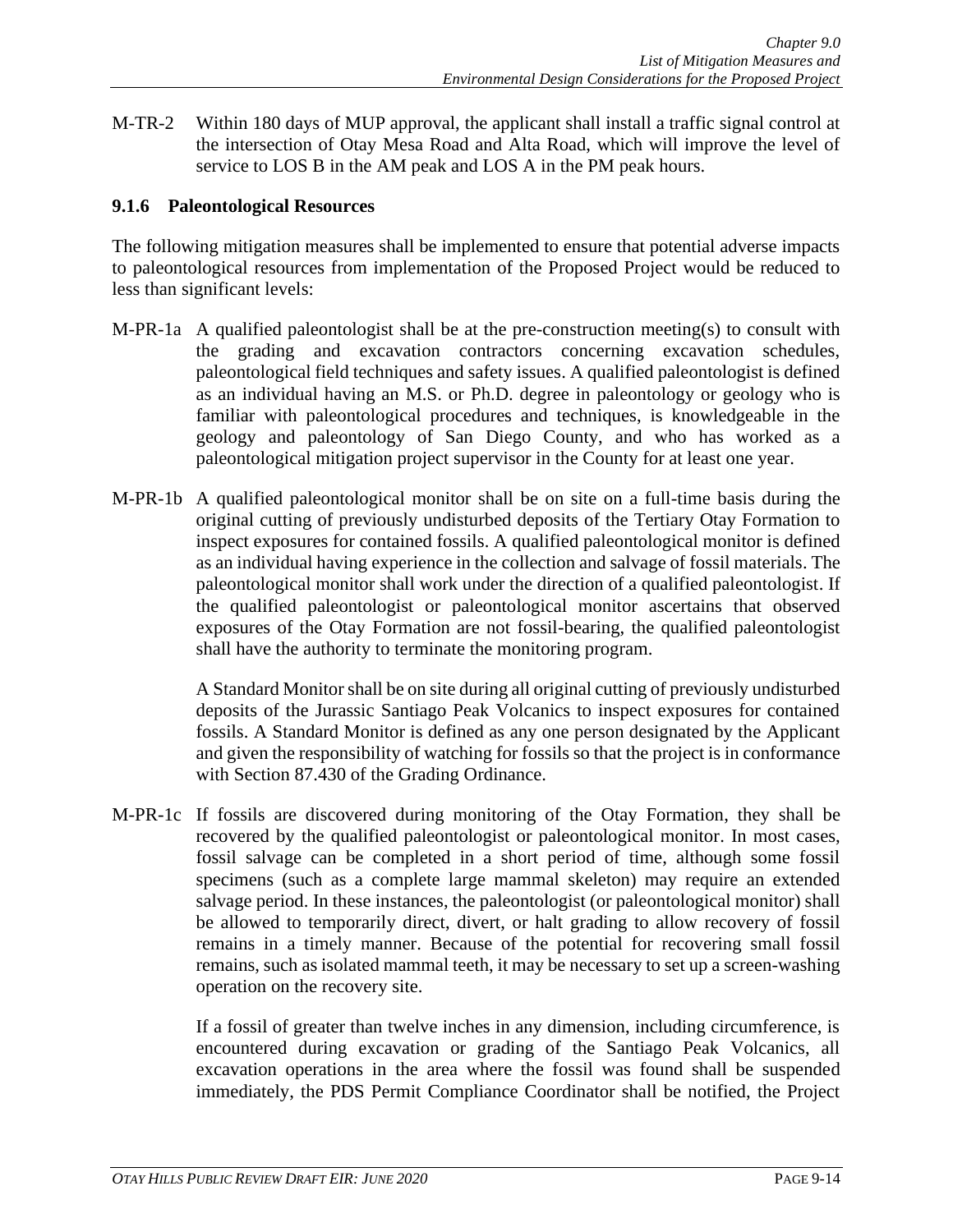M-TR-2 Within 180 days of MUP approval, the applicant shall install a traffic signal control at the intersection of Otay Mesa Road and Alta Road, which will improve the level of service to LOS B in the AM peak and LOS A in the PM peak hours.

### 9.1.6 Paleontological Resources

The following mitigation measures shall be implemented to ensure that potential adverse impacts to paleontological resources from implementation of the Proposed Project would be reduced to less than significant levels:

M-PR-1a A qualified paleontologist shall be at the pre-construction meeting(s) to consult with the grading and excavation contractors concerning excavation schedules, paleontological field techniques and safety issues. A qualified paleontologist is defined as an individual having an M.S. or Ph.D. degree in paleontology or geology who is familiar with paleontological procedures and techniques, is knowledgeable in the geology and paleontology of San Diego County, and who has worked as a paleontological mitigation project supervisor in the County for at least one year.

M-PR-1b A qualified paleontological monitor shall be on site on a full-time basis during the original cutting of previously undisturbed deposits of the Tertiary Otay Formation to inspect exposures for contained fossils. A qualified paleontological monitor is defined as an individual having experience in the collection and salvage of fossil materials. The paleontological monitor shall work under the direction of a qualified paleontologist. If the qualified paleontologist or paleontological monitor ascertains that observed exposures of the Otay Formation are not fossil-bearing, the qualified paleontologist shall have the authority to terminate the monitoring program.

A Standard Monitor shall be on site during all original cutting of previously undisturbed deposits of the Jurassic Santiago Peak Volcanics to inspect exposures for contained fossils. A Standard Monitor is defined as any one person designated by the Applicant and given the responsibility of watching for fossils so that the project is in conformance with Section 87.430 of the Grading Ordinance.

M-PR-1c If fossils are discovered during monitoring of the Otay Formation, they shall be recovered by the qualified paleontologist or paleontological monitor. In most cases, fossil salvage can be completed in a short period of time, although some fossil specimens (such as a complete large mammal skeleton) may require an extended salvage period. In these instances, the paleontologist (or paleontological monitor) shall be allowed to temporarily direct, divert, or halt grading to allow recovery of fossil remains in a timely manner. Because of the potential for recovering small fossil remains, such as isolated mammal teeth, it may be necessary to set up a screen-washing operation on the recovery site.

If a fossil of greater than twelve inches in any dimension, including circumference, is encountered during excavation or grading of the Santiago Peak Volcanics, all excavation operations in the area where the fossil was found shall be suspended immediately, the PDS Permit Compliance Coordinator shall be notified, the Project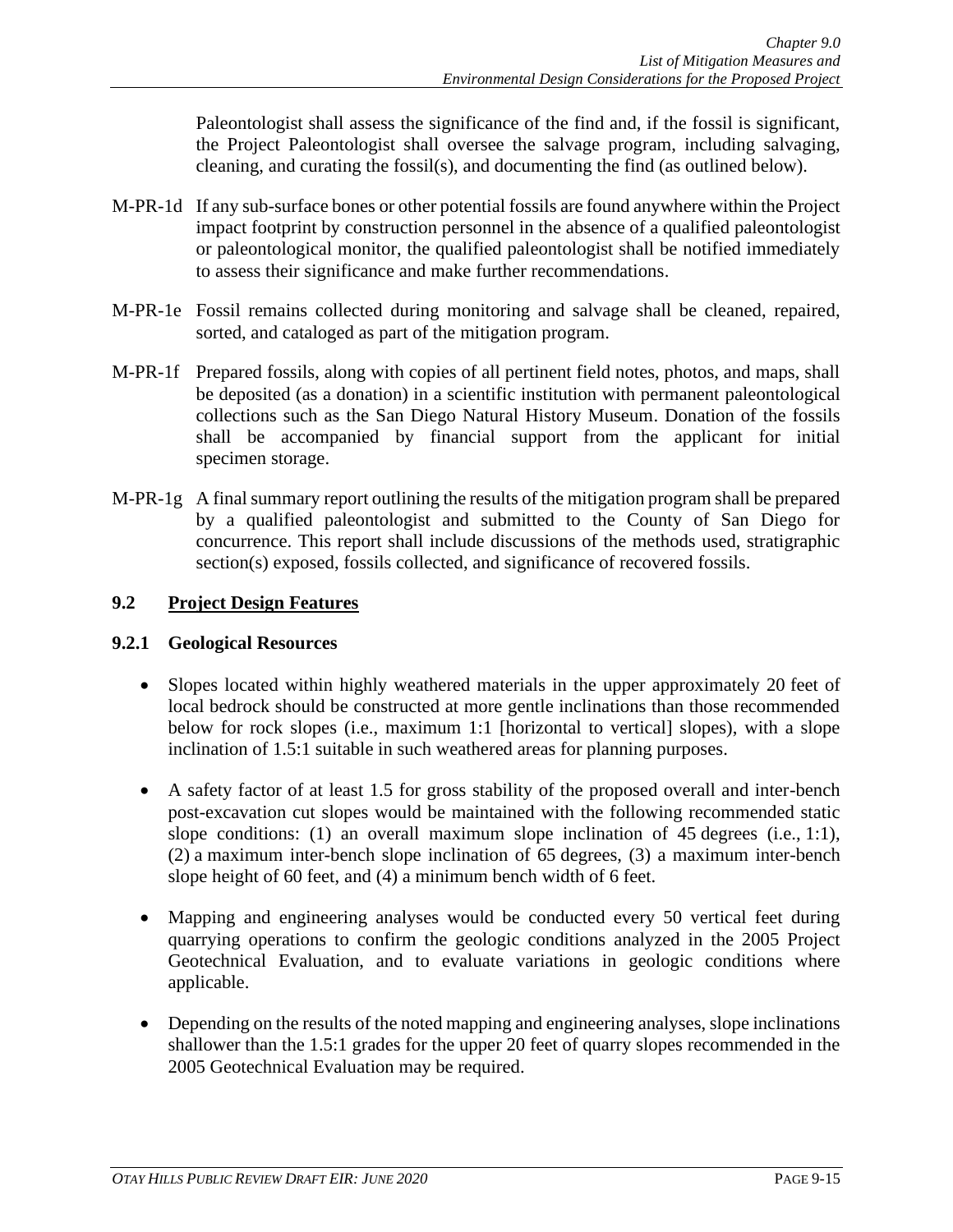Paleontologist shall assess the significance of the find and, if the fossil is significant, the Project Paleontologist shall oversee the salvage program, including salvaging, cleaning, and curating the fossil(s), and documenting the find (as outlined below).

M-PR-1d If any sub-surface bones or other potential fossils are found anywhere within the Project impact footprint by construction personnel in the absence of a qualified paleontologist or paleontological monitor, the qualified paleontologist shall be notified immediately to assess their significance and make further recommendations.

M-PR-1e Fossil remains collected during monitoring and salvage shall be cleaned, repaired, sorted, and cataloged as part of the mitigation program.

M-PR-1f Prepared fossils, along with copies of all pertinent field notes, photos, and maps, shall be deposited (as a donation) in a scientific institution with permanent paleontological collections such as the San Diego Natural History Museum. Donation of the fossils shall be accompanied by financial support from the applicant for initial specimen storage.

M-PR-1g A final summary report outlining the results of the mitigation program shall be prepared by a qualified paleontologist and submitted to the County of San Diego for concurrence. This report shall include discussions of the methods used, stratigraphic section(s) exposed, fossils collected, and significance of recovered fossils.

## 9.2 Project Design Features

### 9.2.1 Geological Resources

- Slopes located within highly weathered materials in the upper approximately 20 feet of local bedrock should be constructed at more gentle inclinations than those recommended below for rock slopes (i.e., maximum 1:1 [horizontal to vertical] slopes), with a slope inclination of 1.5:1 suitable in such weathered areas for planning purposes.
- A safety factor of at least 1.5 for gross stability of the proposed overall and inter-bench post-excavation cut slopes would be maintained with the following recommended static slope conditions: (1) an overall maximum slope inclination of 45 degrees (i.e., 1:1), (2) a maximum inter-bench slope inclination of 65 degrees, (3) a maximum inter-bench slope height of 60 feet, and (4) a minimum bench width of 6 feet.
- Mapping and engineering analyses would be conducted every 50 vertical feet during quarrying operations to confirm the geologic conditions analyzed in the 2005 Project Geotechnical Evaluation, and to evaluate variations in geologic conditions where applicable.
- Depending on the results of the noted mapping and engineering analyses, slope inclinations shallower than the 1.5:1 grades for the upper 20 feet of quarry slopes recommended in the 2005 Geotechnical Evaluation may be required.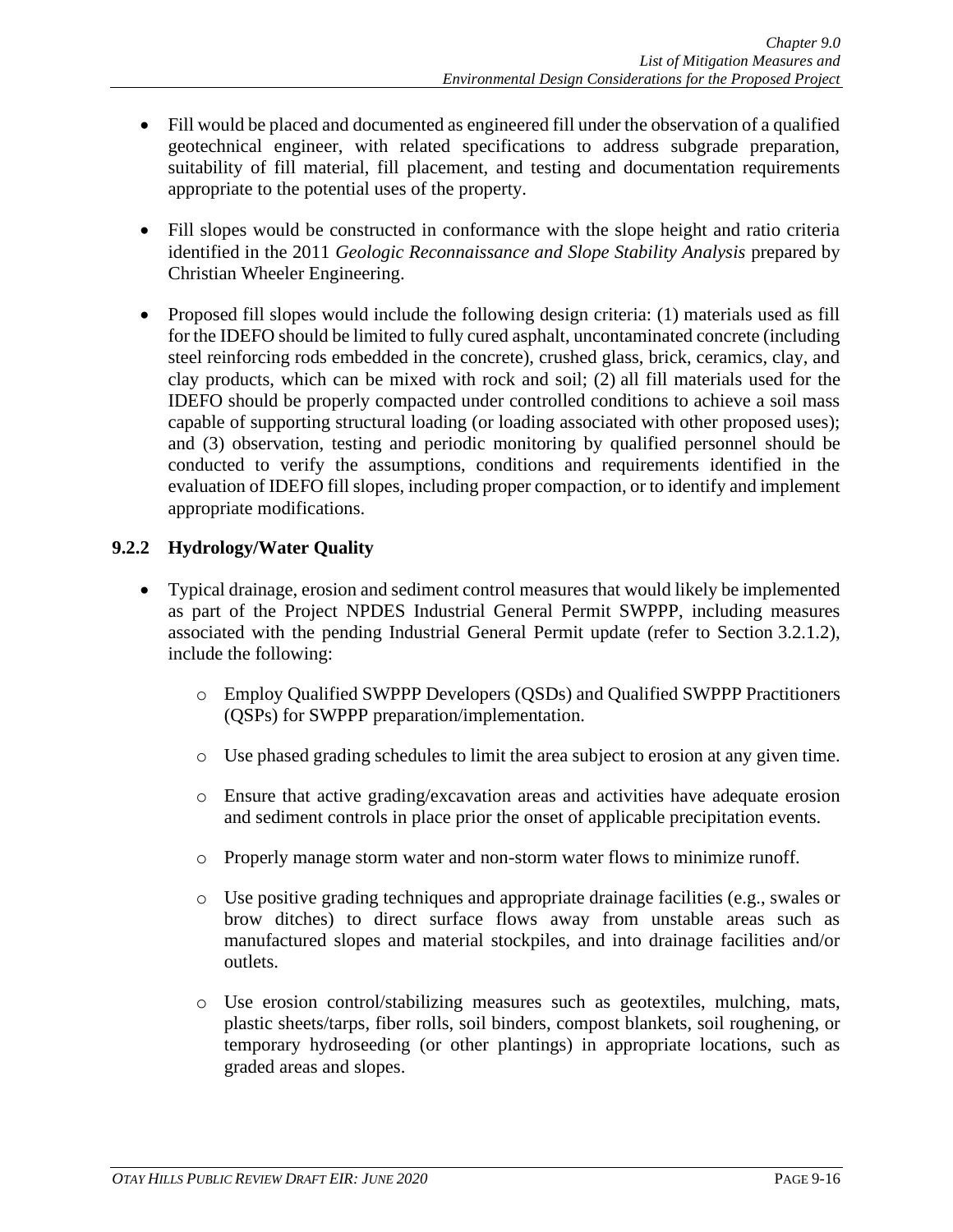- Fill would be placed and documented as engineered fill under the observation of a qualified geotechnical engineer, with related specifications to address subgrade preparation, suitability of fill material, fill placement, and testing and documentation requirements appropriate to the potential uses of the property.

- Fill slopes would be constructed in conformance with the slope height and ratio criteria identified in the 2011 *Geologic Reconnaissance and Slope Stability Analysis* prepared by Christian Wheeler Engineering.

- Proposed fill slopes would include the following design criteria: (1) materials used as fill for the IDEFO should be limited to fully cured asphalt, uncontaminated concrete (including steel reinforcing rods embedded in the concrete), crushed glass, brick, ceramics, clay, and clay products, which can be mixed with rock and soil; (2) all fill materials used for the IDEFO should be properly compacted under controlled conditions to achieve a soil mass capable of supporting structural loading (or loading associated with other proposed uses); and (3) observation, testing and periodic monitoring by qualified personnel should be conducted to verify the assumptions, conditions and requirements identified in the evaluation of IDEFO fill slopes, including proper compaction, or to identify and implement appropriate modifications.

### 9.2.2 Hydrology/Water Quality

- Typical drainage, erosion and sediment control measures that would likely be implemented as part of the Project NPDES Industrial General Permit SWPPP, including measures associated with the pending Industrial General Permit update (refer to Section 3.2.1.2), include the following:

  - Employ Qualified SWPPP Developers (QSDs) and Qualified SWPPP Practitioners (QSPs) for SWPPP preparation/implementation.

  - Use phased grading schedules to limit the area subject to erosion at any given time.

  - Ensure that active grading/excavation areas and activities have adequate erosion and sediment controls in place prior the onset of applicable precipitation events.

  - Properly manage storm water and non-storm water flows to minimize runoff.

  - Use positive grading techniques and appropriate drainage facilities (e.g., swales or brow ditches) to direct surface flows away from unstable areas such as manufactured slopes and material stockpiles, and into drainage facilities and/or outlets.

  - Use erosion control/stabilizing measures such as geotextiles, mulching, mats, plastic sheets/tarps, fiber rolls, soil binders, compost blankets, soil roughening, or temporary hydroseeding (or other plantings) in appropriate locations, such as graded areas and slopes.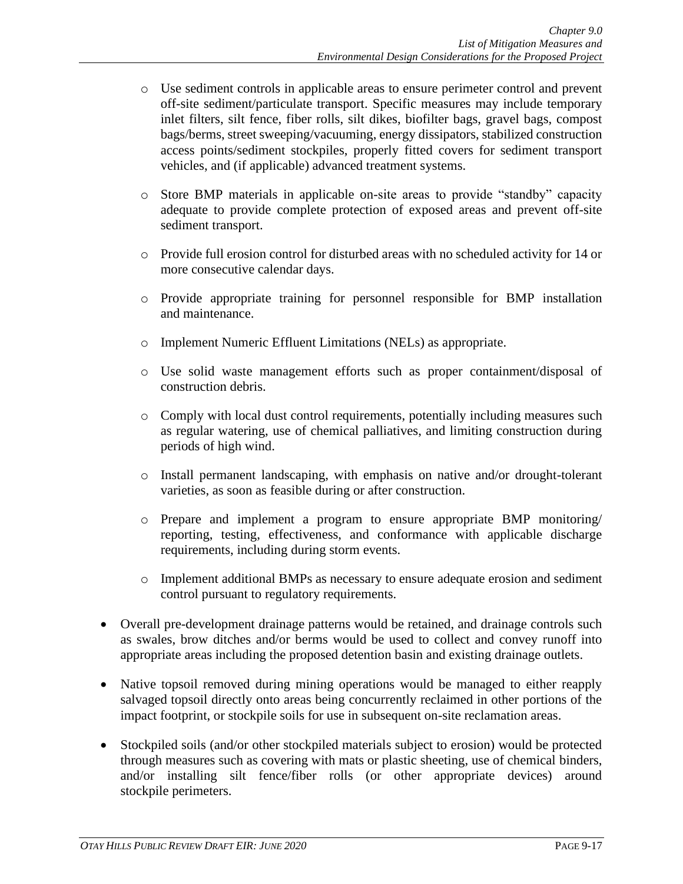- Use sediment controls in applicable areas to ensure perimeter control and prevent off-site sediment/particulate transport. Specific measures may include temporary inlet filters, silt fence, fiber rolls, silt dikes, biofilter bags, gravel bags, compost bags/berms, street sweeping/vacuuming, energy dissipators, stabilized construction access points/sediment stockpiles, properly fitted covers for sediment transport vehicles, and (if applicable) advanced treatment systems.

- Store BMP materials in applicable on-site areas to provide "standby" capacity adequate to provide complete protection of exposed areas and prevent off-site sediment transport.

- Provide full erosion control for disturbed areas with no scheduled activity for 14 or more consecutive calendar days.

- Provide appropriate training for personnel responsible for BMP installation and maintenance.

- Implement Numeric Effluent Limitations (NELs) as appropriate.

- Use solid waste management efforts such as proper containment/disposal of construction debris.

- Comply with local dust control requirements, potentially including measures such as regular watering, use of chemical palliatives, and limiting construction during periods of high wind.

- Install permanent landscaping, with emphasis on native and/or drought-tolerant varieties, as soon as feasible during or after construction.

- Prepare and implement a program to ensure appropriate BMP monitoring/ reporting, testing, effectiveness, and conformance with applicable discharge requirements, including during storm events.

- Implement additional BMPs as necessary to ensure adequate erosion and sediment control pursuant to regulatory requirements.

- Overall pre-development drainage patterns would be retained, and drainage controls such as swales, brow ditches and/or berms would be used to collect and convey runoff into appropriate areas including the proposed detention basin and existing drainage outlets.

- Native topsoil removed during mining operations would be managed to either reapply salvaged topsoil directly onto areas being concurrently reclaimed in other portions of the impact footprint, or stockpile soils for use in subsequent on-site reclamation areas.

- Stockpiled soils (and/or other stockpiled materials subject to erosion) would be protected through measures such as covering with mats or plastic sheeting, use of chemical binders, and/or installing silt fence/fiber rolls (or other appropriate devices) around stockpile perimeters.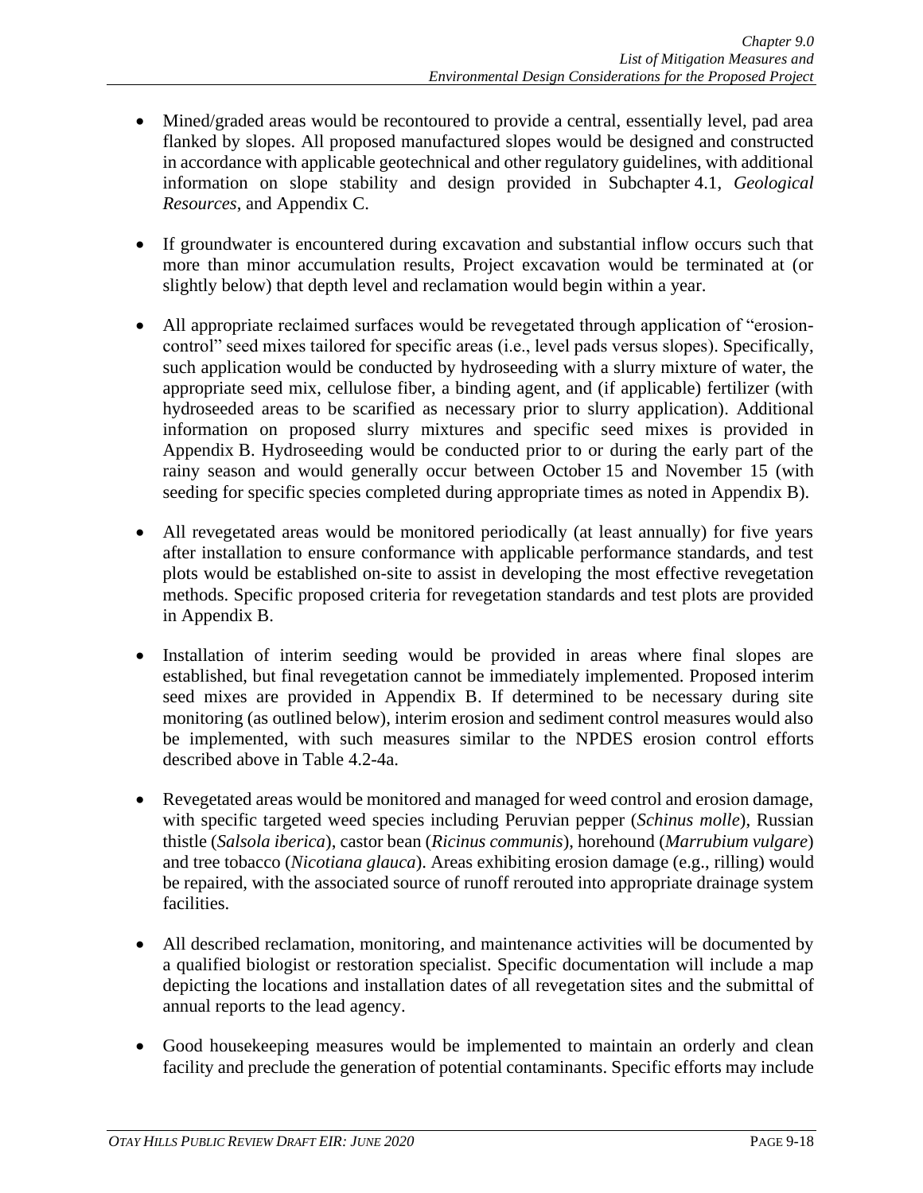- Mined/graded areas would be recontoured to provide a central, essentially level, pad area flanked by slopes. All proposed manufactured slopes would be designed and constructed in accordance with applicable geotechnical and other regulatory guidelines, with additional information on slope stability and design provided in Subchapter 4.1, *Geological Resources*, and Appendix C.

- If groundwater is encountered during excavation and substantial inflow occurs such that more than minor accumulation results, Project excavation would be terminated at (or slightly below) that depth level and reclamation would begin within a year.

- All appropriate reclaimed surfaces would be revegetated through application of "erosion-control" seed mixes tailored for specific areas (i.e., level pads versus slopes). Specifically, such application would be conducted by hydroseeding with a slurry mixture of water, the appropriate seed mix, cellulose fiber, a binding agent, and (if applicable) fertilizer (with hydroseeded areas to be scarified as necessary prior to slurry application). Additional information on proposed slurry mixtures and specific seed mixes is provided in Appendix B. Hydroseeding would be conducted prior to or during the early part of the rainy season and would generally occur between October 15 and November 15 (with seeding for specific species completed during appropriate times as noted in Appendix B).

- All revegetated areas would be monitored periodically (at least annually) for five years after installation to ensure conformance with applicable performance standards, and test plots would be established on-site to assist in developing the most effective revegetation methods. Specific proposed criteria for revegetation standards and test plots are provided in Appendix B.

- Installation of interim seeding would be provided in areas where final slopes are established, but final revegetation cannot be immediately implemented. Proposed interim seed mixes are provided in Appendix B. If determined to be necessary during site monitoring (as outlined below), interim erosion and sediment control measures would also be implemented, with such measures similar to the NPDES erosion control efforts described above in Table 4.2-4a.

- Revegetated areas would be monitored and managed for weed control and erosion damage, with specific targeted weed species including Peruvian pepper (*Schinus molle*), Russian thistle (*Salsola iberica*), castor bean (*Ricinus communis*), horehound (*Marrubium vulgare*) and tree tobacco (*Nicotiana glauca*). Areas exhibiting erosion damage (e.g., rilling) would be repaired, with the associated source of runoff rerouted into appropriate drainage system facilities.

- All described reclamation, monitoring, and maintenance activities will be documented by a qualified biologist or restoration specialist. Specific documentation will include a map depicting the locations and installation dates of all revegetation sites and the submittal of annual reports to the lead agency.

- Good housekeeping measures would be implemented to maintain an orderly and clean facility and preclude the generation of potential contaminants. Specific efforts may include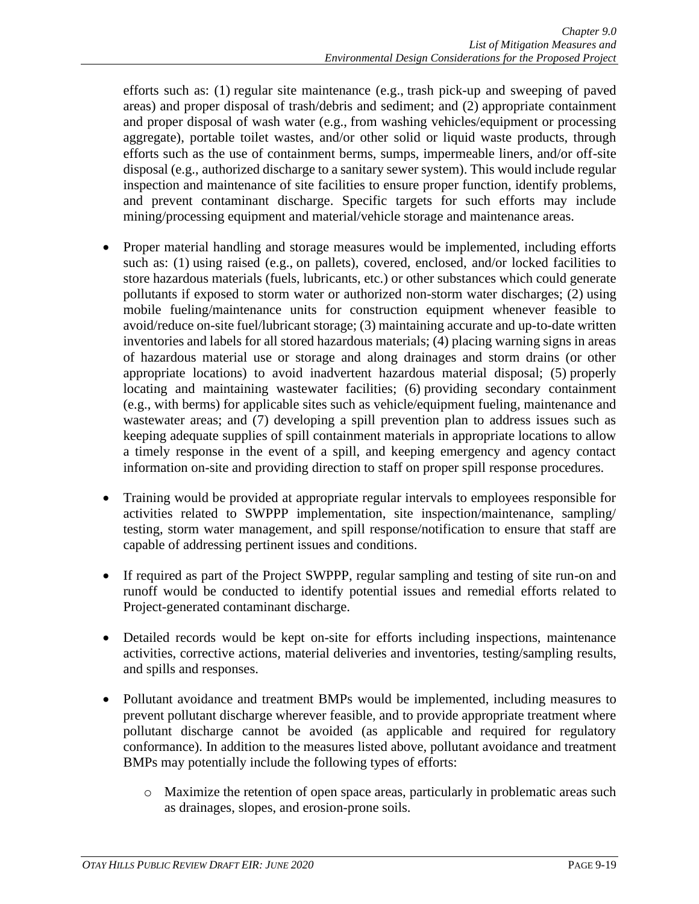efforts such as: (1) regular site maintenance (e.g., trash pick-up and sweeping of paved areas) and proper disposal of trash/debris and sediment; and (2) appropriate containment and proper disposal of wash water (e.g., from washing vehicles/equipment or processing aggregate), portable toilet wastes, and/or other solid or liquid waste products, through efforts such as the use of containment berms, sumps, impermeable liners, and/or off-site disposal (e.g., authorized discharge to a sanitary sewer system). This would include regular inspection and maintenance of site facilities to ensure proper function, identify problems, and prevent contaminant discharge. Specific targets for such efforts may include mining/processing equipment and material/vehicle storage and maintenance areas.

- Proper material handling and storage measures would be implemented, including efforts such as: (1) using raised (e.g., on pallets), covered, enclosed, and/or locked facilities to store hazardous materials (fuels, lubricants, etc.) or other substances which could generate pollutants if exposed to storm water or authorized non-storm water discharges; (2) using mobile fueling/maintenance units for construction equipment whenever feasible to avoid/reduce on-site fuel/lubricant storage; (3) maintaining accurate and up-to-date written inventories and labels for all stored hazardous materials; (4) placing warning signs in areas of hazardous material use or storage and along drainages and storm drains (or other appropriate locations) to avoid inadvertent hazardous material disposal; (5) properly locating and maintaining wastewater facilities; (6) providing secondary containment (e.g., with berms) for applicable sites such as vehicle/equipment fueling, maintenance and wastewater areas; and (7) developing a spill prevention plan to address issues such as keeping adequate supplies of spill containment materials in appropriate locations to allow a timely response in the event of a spill, and keeping emergency and agency contact information on-site and providing direction to staff on proper spill response procedures.

- Training would be provided at appropriate regular intervals to employees responsible for activities related to SWPPP implementation, site inspection/maintenance, sampling/ testing, storm water management, and spill response/notification to ensure that staff are capable of addressing pertinent issues and conditions.

- If required as part of the Project SWPPP, regular sampling and testing of site run-on and runoff would be conducted to identify potential issues and remedial efforts related to Project-generated contaminant discharge.

- Detailed records would be kept on-site for efforts including inspections, maintenance activities, corrective actions, material deliveries and inventories, testing/sampling results, and spills and responses.

- Pollutant avoidance and treatment BMPs would be implemented, including measures to prevent pollutant discharge wherever feasible, and to provide appropriate treatment where pollutant discharge cannot be avoided (as applicable and required for regulatory conformance). In addition to the measures listed above, pollutant avoidance and treatment BMPs may potentially include the following types of efforts:
  - Maximize the retention of open space areas, particularly in problematic areas such as drainages, slopes, and erosion-prone soils.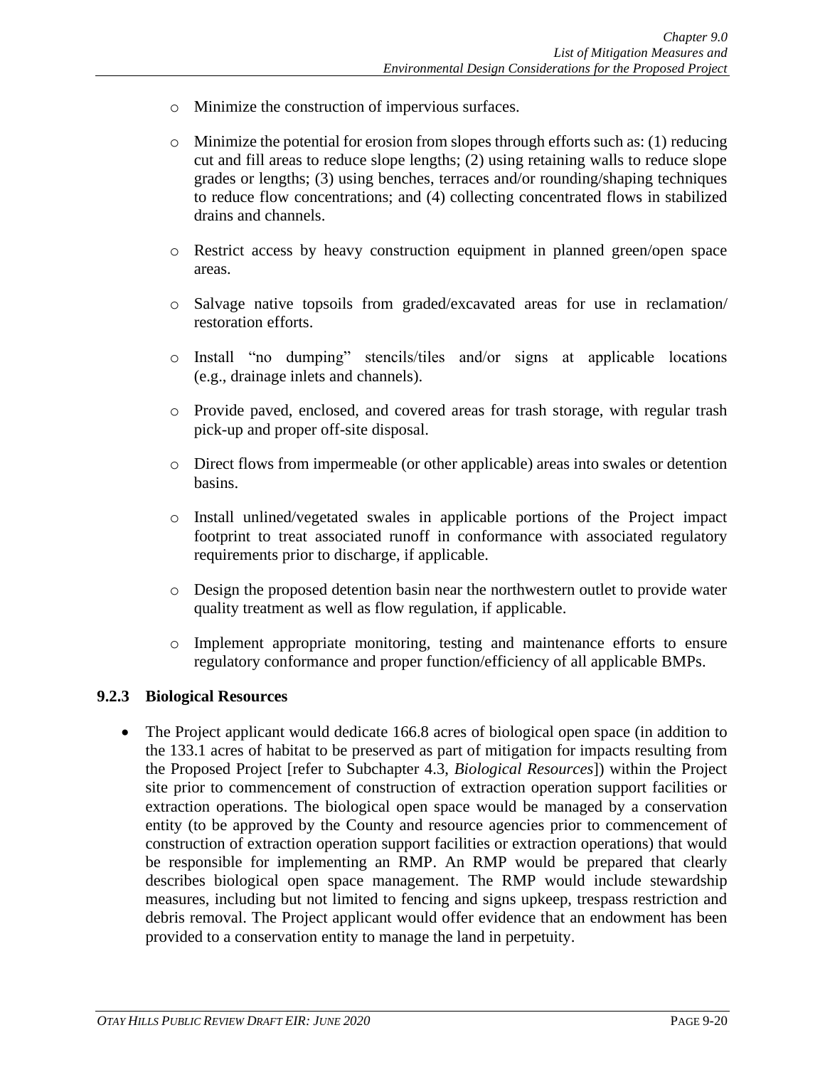- Minimize the construction of impervious surfaces.
- Minimize the potential for erosion from slopes through efforts such as: (1) reducing cut and fill areas to reduce slope lengths; (2) using retaining walls to reduce slope grades or lengths; (3) using benches, terraces and/or rounding/shaping techniques to reduce flow concentrations; and (4) collecting concentrated flows in stabilized drains and channels.
- Restrict access by heavy construction equipment in planned green/open space areas.
- Salvage native topsoils from graded/excavated areas for use in reclamation/ restoration efforts.
- Install "no dumping" stencils/tiles and/or signs at applicable locations (e.g., drainage inlets and channels).
- Provide paved, enclosed, and covered areas for trash storage, with regular trash pick-up and proper off-site disposal.
- Direct flows from impermeable (or other applicable) areas into swales or detention basins.
- Install unlined/vegetated swales in applicable portions of the Project impact footprint to treat associated runoff in conformance with associated regulatory requirements prior to discharge, if applicable.
- Design the proposed detention basin near the northwestern outlet to provide water quality treatment as well as flow regulation, if applicable.
- Implement appropriate monitoring, testing and maintenance efforts to ensure regulatory conformance and proper function/efficiency of all applicable BMPs.

### 9.2.3 Biological Resources

- The Project applicant would dedicate 166.8 acres of biological open space (in addition to the 133.1 acres of habitat to be preserved as part of mitigation for impacts resulting from the Proposed Project [refer to Subchapter 4.3, *Biological Resources*]) within the Project site prior to commencement of construction of extraction operation support facilities or extraction operations. The biological open space would be managed by a conservation entity (to be approved by the County and resource agencies prior to commencement of construction of extraction operation support facilities or extraction operations) that would be responsible for implementing an RMP. An RMP would be prepared that clearly describes biological open space management. The RMP would include stewardship measures, including but not limited to fencing and signs upkeep, trespass restriction and debris removal. The Project applicant would offer evidence that an endowment has been provided to a conservation entity to manage the land in perpetuity.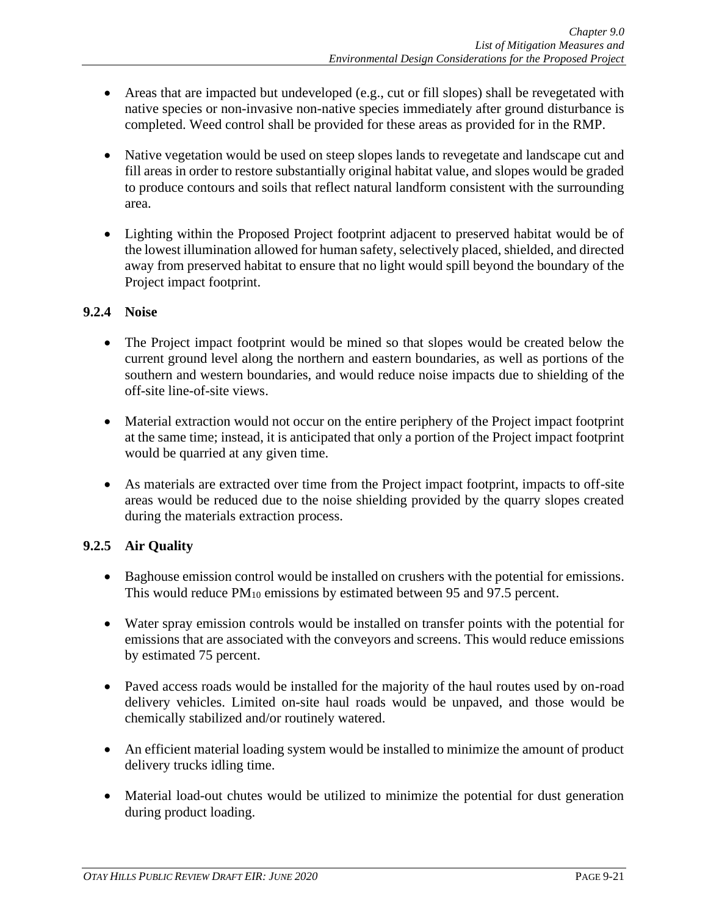- Areas that are impacted but undeveloped (e.g., cut or fill slopes) shall be revegetated with native species or non-invasive non-native species immediately after ground disturbance is completed. Weed control shall be provided for these areas as provided for in the RMP.

- Native vegetation would be used on steep slopes lands to revegetate and landscape cut and fill areas in order to restore substantially original habitat value, and slopes would be graded to produce contours and soils that reflect natural landform consistent with the surrounding area.

- Lighting within the Proposed Project footprint adjacent to preserved habitat would be of the lowest illumination allowed for human safety, selectively placed, shielded, and directed away from preserved habitat to ensure that no light would spill beyond the boundary of the Project impact footprint.

### 9.2.4 Noise

- The Project impact footprint would be mined so that slopes would be created below the current ground level along the northern and eastern boundaries, as well as portions of the southern and western boundaries, and would reduce noise impacts due to shielding of the off-site line-of-site views.

- Material extraction would not occur on the entire periphery of the Project impact footprint at the same time; instead, it is anticipated that only a portion of the Project impact footprint would be quarried at any given time.

- As materials are extracted over time from the Project impact footprint, impacts to off-site areas would be reduced due to the noise shielding provided by the quarry slopes created during the materials extraction process.

### 9.2.5 Air Quality

- Baghouse emission control would be installed on crushers with the potential for emissions. This would reduce $PM_{10}$ emissions by estimated between 95 and 97.5 percent.

- Water spray emission controls would be installed on transfer points with the potential for emissions that are associated with the conveyors and screens. This would reduce emissions by estimated 75 percent.

- Paved access roads would be installed for the majority of the haul routes used by on-road delivery vehicles. Limited on-site haul roads would be unpaved, and those would be chemically stabilized and/or routinely watered.

- An efficient material loading system would be installed to minimize the amount of product delivery trucks idling time.

- Material load-out chutes would be utilized to minimize the potential for dust generation during product loading.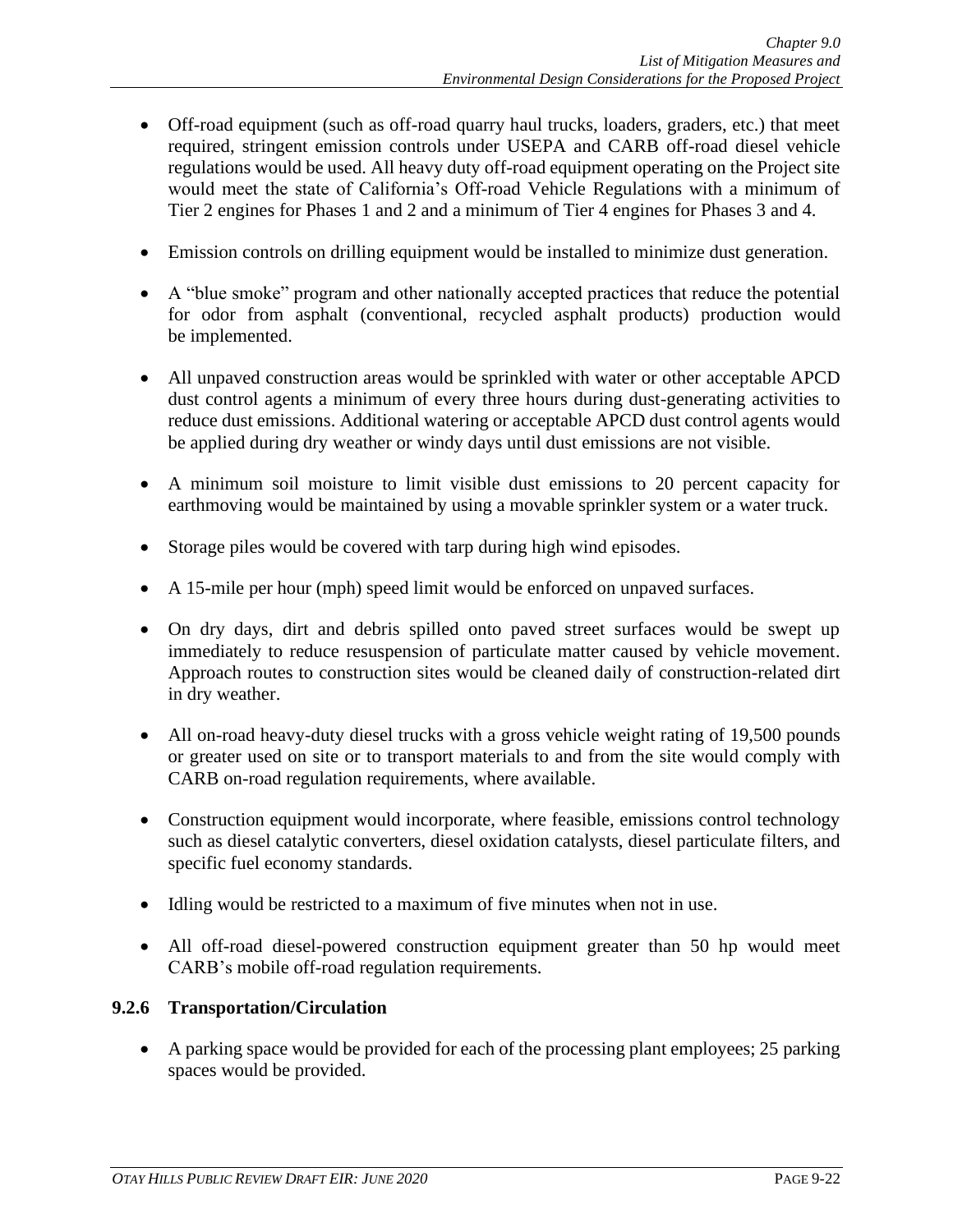- Off-road equipment (such as off-road quarry haul trucks, loaders, graders, etc.) that meet required, stringent emission controls under USEPA and CARB off-road diesel vehicle regulations would be used. All heavy duty off-road equipment operating on the Project site would meet the state of California's Off-road Vehicle Regulations with a minimum of Tier 2 engines for Phases 1 and 2 and a minimum of Tier 4 engines for Phases 3 and 4.
- Emission controls on drilling equipment would be installed to minimize dust generation.
- A "blue smoke" program and other nationally accepted practices that reduce the potential for odor from asphalt (conventional, recycled asphalt products) production would be implemented.
- All unpaved construction areas would be sprinkled with water or other acceptable APCD dust control agents a minimum of every three hours during dust-generating activities to reduce dust emissions. Additional watering or acceptable APCD dust control agents would be applied during dry weather or windy days until dust emissions are not visible.
- A minimum soil moisture to limit visible dust emissions to 20 percent capacity for earthmoving would be maintained by using a movable sprinkler system or a water truck.
- Storage piles would be covered with tarp during high wind episodes.
- A 15-mile per hour (mph) speed limit would be enforced on unpaved surfaces.
- On dry days, dirt and debris spilled onto paved street surfaces would be swept up immediately to reduce resuspension of particulate matter caused by vehicle movement. Approach routes to construction sites would be cleaned daily of construction-related dirt in dry weather.
- All on-road heavy-duty diesel trucks with a gross vehicle weight rating of 19,500 pounds or greater used on site or to transport materials to and from the site would comply with CARB on-road regulation requirements, where available.
- Construction equipment would incorporate, where feasible, emissions control technology such as diesel catalytic converters, diesel oxidation catalysts, diesel particulate filters, and specific fuel economy standards.
- Idling would be restricted to a maximum of five minutes when not in use.
- All off-road diesel-powered construction equipment greater than 50 hp would meet CARB's mobile off-road regulation requirements.

### 9.2.6 Transportation/Circulation

- A parking space would be provided for each of the processing plant employees; 25 parking spaces would be provided.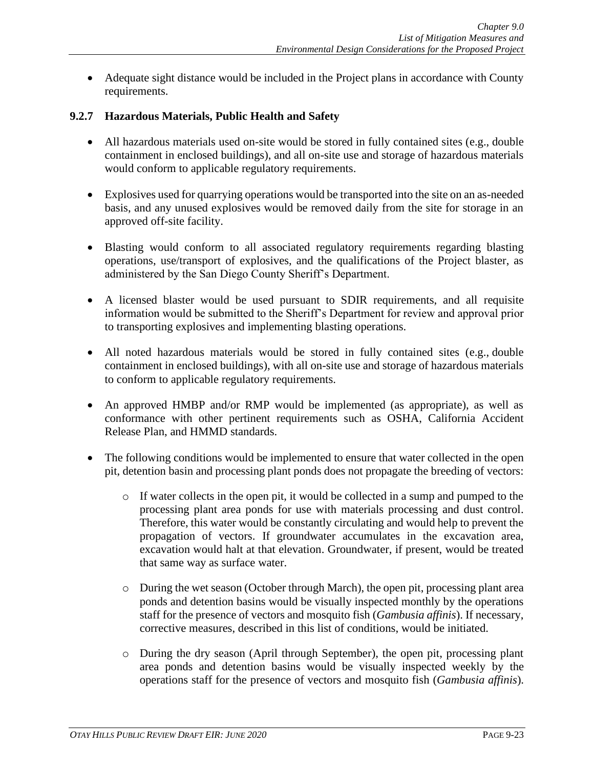- Adequate sight distance would be included in the Project plans in accordance with County requirements.

### 9.2.7 Hazardous Materials, Public Health and Safety

- All hazardous materials used on-site would be stored in fully contained sites (e.g., double containment in enclosed buildings), and all on-site use and storage of hazardous materials would conform to applicable regulatory requirements.

- Explosives used for quarrying operations would be transported into the site on an as-needed basis, and any unused explosives would be removed daily from the site for storage in an approved off-site facility.

- Blasting would conform to all associated regulatory requirements regarding blasting operations, use/transport of explosives, and the qualifications of the Project blaster, as administered by the San Diego County Sheriff's Department.

- A licensed blaster would be used pursuant to SDIR requirements, and all requisite information would be submitted to the Sheriff's Department for review and approval prior to transporting explosives and implementing blasting operations.

- All noted hazardous materials would be stored in fully contained sites (e.g., double containment in enclosed buildings), with all on-site use and storage of hazardous materials to conform to applicable regulatory requirements.

- An approved HMBP and/or RMP would be implemented (as appropriate), as well as conformance with other pertinent requirements such as OSHA, California Accident Release Plan, and HMMD standards.

- The following conditions would be implemented to ensure that water collected in the open pit, detention basin and processing plant ponds does not propagate the breeding of vectors:

  - If water collects in the open pit, it would be collected in a sump and pumped to the processing plant area ponds for use with materials processing and dust control. Therefore, this water would be constantly circulating and would help to prevent the propagation of vectors. If groundwater accumulates in the excavation area, excavation would halt at that elevation. Groundwater, if present, would be treated that same way as surface water.

  - During the wet season (October through March), the open pit, processing plant area ponds and detention basins would be visually inspected monthly by the operations staff for the presence of vectors and mosquito fish (*Gambusia affinis*). If necessary, corrective measures, described in this list of conditions, would be initiated.

  - During the dry season (April through September), the open pit, processing plant area ponds and detention basins would be visually inspected weekly by the operations staff for the presence of vectors and mosquito fish (*Gambusia affinis*).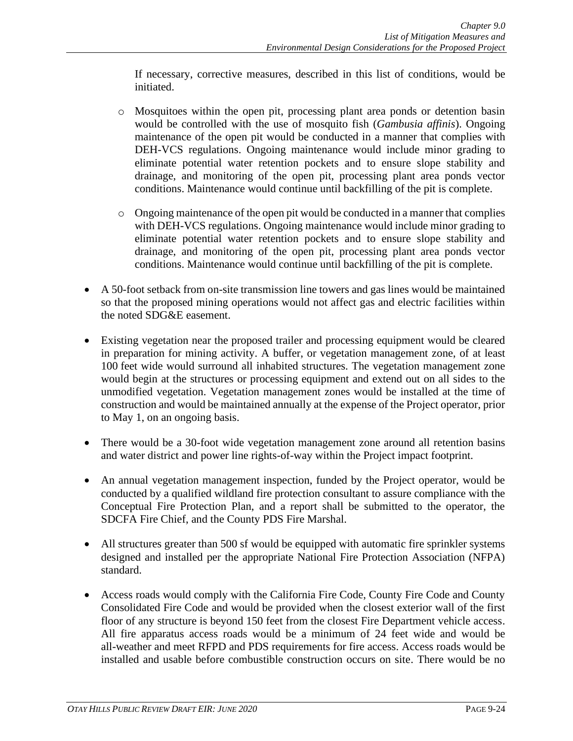If necessary, corrective measures, described in this list of conditions, would be initiated.

- Mosquitoes within the open pit, processing plant area ponds or detention basin would be controlled with the use of mosquito fish (*Gambusia affinis*). Ongoing maintenance of the open pit would be conducted in a manner that complies with DEH-VCS regulations. Ongoing maintenance would include minor grading to eliminate potential water retention pockets and to ensure slope stability and drainage, and monitoring of the open pit, processing plant area ponds vector conditions. Maintenance would continue until backfilling of the pit is complete.

- Ongoing maintenance of the open pit would be conducted in a manner that complies with DEH-VCS regulations. Ongoing maintenance would include minor grading to eliminate potential water retention pockets and to ensure slope stability and drainage, and monitoring of the open pit, processing plant area ponds vector conditions. Maintenance would continue until backfilling of the pit is complete.

- A 50-foot setback from on-site transmission line towers and gas lines would be maintained so that the proposed mining operations would not affect gas and electric facilities within the noted SDG&E easement.

- Existing vegetation near the proposed trailer and processing equipment would be cleared in preparation for mining activity. A buffer, or vegetation management zone, of at least 100 feet wide would surround all inhabited structures. The vegetation management zone would begin at the structures or processing equipment and extend out on all sides to the unmodified vegetation. Vegetation management zones would be installed at the time of construction and would be maintained annually at the expense of the Project operator, prior to May 1, on an ongoing basis.

- There would be a 30-foot wide vegetation management zone around all retention basins and water district and power line rights-of-way within the Project impact footprint.

- An annual vegetation management inspection, funded by the Project operator, would be conducted by a qualified wildland fire protection consultant to assure compliance with the Conceptual Fire Protection Plan, and a report shall be submitted to the operator, the SDCFA Fire Chief, and the County PDS Fire Marshal.

- All structures greater than 500 sf would be equipped with automatic fire sprinkler systems designed and installed per the appropriate National Fire Protection Association (NFPA) standard.

- Access roads would comply with the California Fire Code, County Fire Code and County Consolidated Fire Code and would be provided when the closest exterior wall of the first floor of any structure is beyond 150 feet from the closest Fire Department vehicle access. All fire apparatus access roads would be a minimum of 24 feet wide and would be all-weather and meet RFPD and PDS requirements for fire access. Access roads would be installed and usable before combustible construction occurs on site. There would be no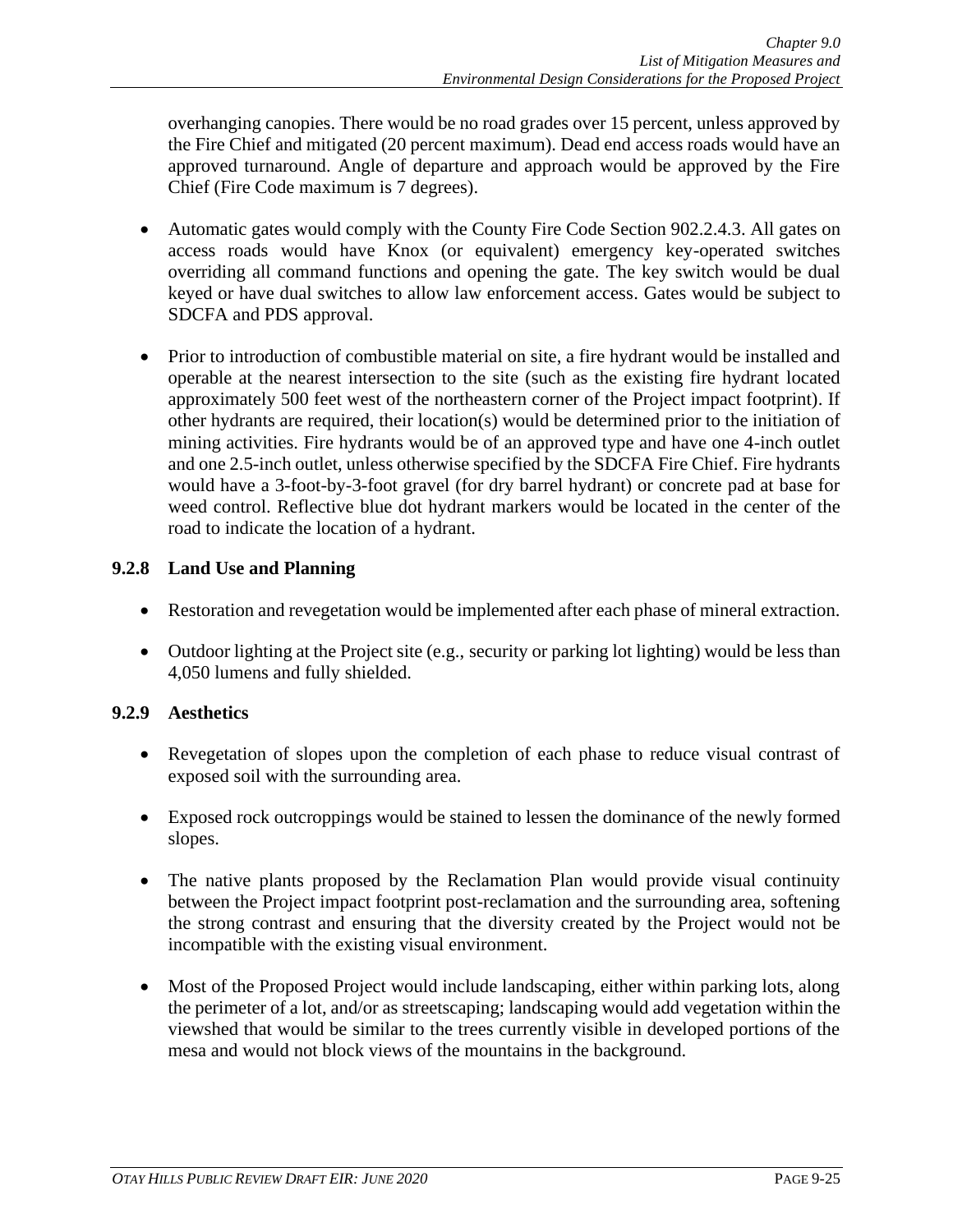overhanging canopies. There would be no road grades over 15 percent, unless approved by the Fire Chief and mitigated (20 percent maximum). Dead end access roads would have an approved turnaround. Angle of departure and approach would be approved by the Fire Chief (Fire Code maximum is 7 degrees).

- Automatic gates would comply with the County Fire Code Section 902.2.4.3. All gates on access roads would have Knox (or equivalent) emergency key-operated switches overriding all command functions and opening the gate. The key switch would be dual keyed or have dual switches to allow law enforcement access. Gates would be subject to SDCFA and PDS approval.

- Prior to introduction of combustible material on site, a fire hydrant would be installed and operable at the nearest intersection to the site (such as the existing fire hydrant located approximately 500 feet west of the northeastern corner of the Project impact footprint). If other hydrants are required, their location(s) would be determined prior to the initiation of mining activities. Fire hydrants would be of an approved type and have one 4-inch outlet and one 2.5-inch outlet, unless otherwise specified by the SDCFA Fire Chief. Fire hydrants would have a 3-foot-by-3-foot gravel (for dry barrel hydrant) or concrete pad at base for weed control. Reflective blue dot hydrant markers would be located in the center of the road to indicate the location of a hydrant.

### 9.2.8 Land Use and Planning

- Restoration and revegetation would be implemented after each phase of mineral extraction.

- Outdoor lighting at the Project site (e.g., security or parking lot lighting) would be less than 4,050 lumens and fully shielded.

### 9.2.9 Aesthetics

- Revegetation of slopes upon the completion of each phase to reduce visual contrast of exposed soil with the surrounding area.

- Exposed rock outcroppings would be stained to lessen the dominance of the newly formed slopes.

- The native plants proposed by the Reclamation Plan would provide visual continuity between the Project impact footprint post-reclamation and the surrounding area, softening the strong contrast and ensuring that the diversity created by the Project would not be incompatible with the existing visual environment.

- Most of the Proposed Project would include landscaping, either within parking lots, along the perimeter of a lot, and/or as streetscaping; landscaping would add vegetation within the viewshed that would be similar to the trees currently visible in developed portions of the mesa and would not block views of the mountains in the background.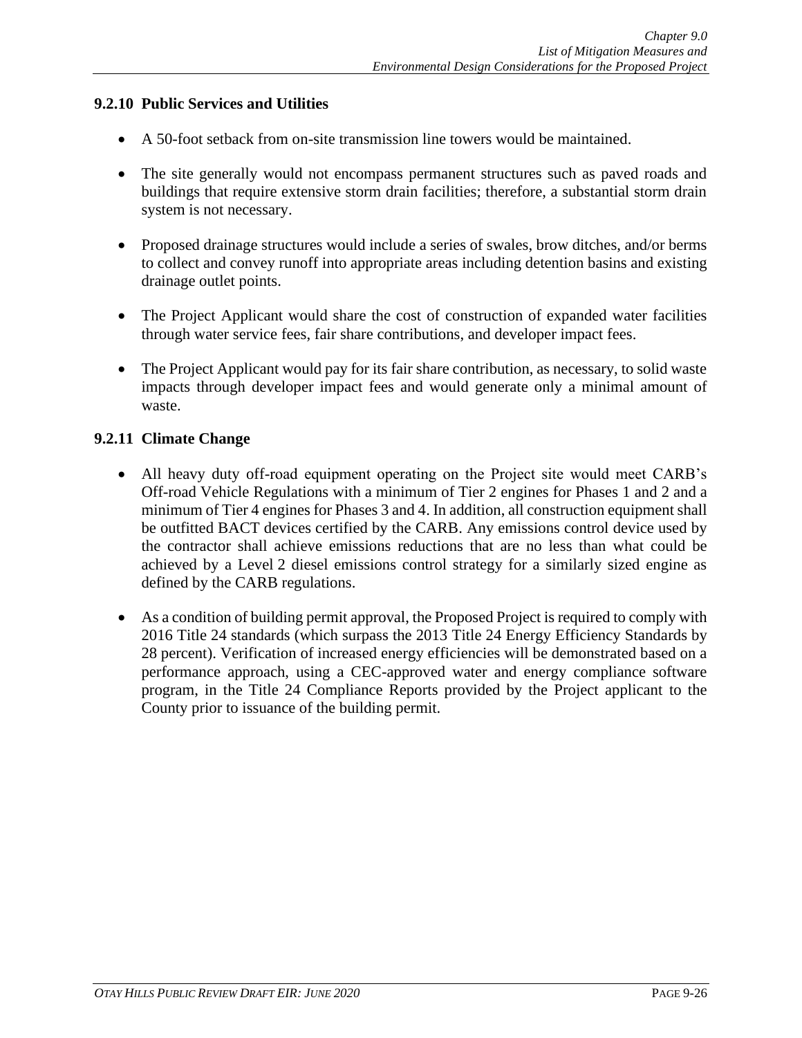### 9.2.10 Public Services and Utilities

- A 50-foot setback from on-site transmission line towers would be maintained.
- The site generally would not encompass permanent structures such as paved roads and buildings that require extensive storm drain facilities; therefore, a substantial storm drain system is not necessary.
- Proposed drainage structures would include a series of swales, brow ditches, and/or berms to collect and convey runoff into appropriate areas including detention basins and existing drainage outlet points.
- The Project Applicant would share the cost of construction of expanded water facilities through water service fees, fair share contributions, and developer impact fees.
- The Project Applicant would pay for its fair share contribution, as necessary, to solid waste impacts through developer impact fees and would generate only a minimal amount of waste.

### 9.2.11 Climate Change

- All heavy duty off-road equipment operating on the Project site would meet CARB's Off-road Vehicle Regulations with a minimum of Tier 2 engines for Phases 1 and 2 and a minimum of Tier 4 engines for Phases 3 and 4. In addition, all construction equipment shall be outfitted BACT devices certified by the CARB. Any emissions control device used by the contractor shall achieve emissions reductions that are no less than what could be achieved by a Level 2 diesel emissions control strategy for a similarly sized engine as defined by the CARB regulations.
- As a condition of building permit approval, the Proposed Project is required to comply with 2016 Title 24 standards (which surpass the 2013 Title 24 Energy Efficiency Standards by 28 percent). Verification of increased energy efficiencies will be demonstrated based on a performance approach, using a CEC-approved water and energy compliance software program, in the Title 24 Compliance Reports provided by the Project applicant to the County prior to issuance of the building permit.